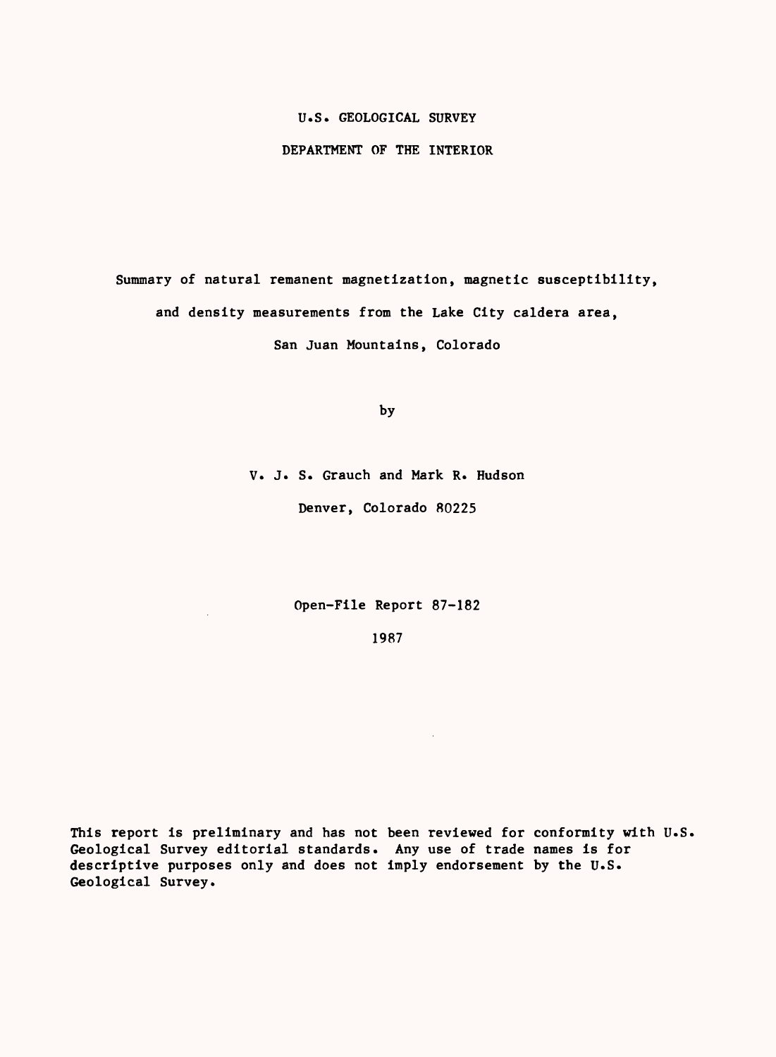U.S. GEOLOGICAL SURVEY

DEPARTMENT OF THE INTERIOR

# Summary of natural remanent magnetization, magnetic susceptibility, and density measurements from the Lake City caldera area, San Juan Mountains, Colorado

by

V. J. S. Grauch and Mark R. Hudson

Denver, Colorado 80225

Open-File Report 87-182

1987

This report is preliminary and has not been reviewed for conformity with U.S. Geological Survey editorial standards. Any use of trade names is for descriptive purposes only and does not imply endorsement by the U.S. Geological Survey.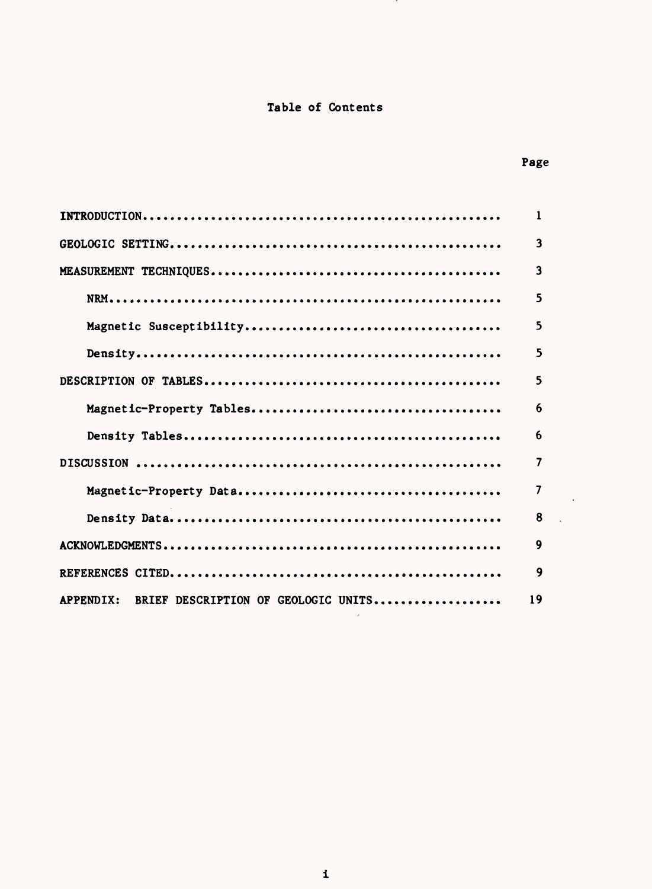# Table of Contents

| | Page |
|---|---|
| INTRODUCTION | 1 |
| GEOLOGIC SETTING | 3 |
| MEASUREMENT TECHNIQUES | 3 |
| NRM | 5 |
| Magnetic Susceptibility | 5 |
| Density | 5 |
| DESCRIPTION OF TABLES | 5 |
| Magnetic-Property Tables | 6 |
| Density Tables | 6 |
| DISCUSSION | 7 |
| Magnetic-Property Data | 7 |
| Density Data | 8 |
| ACKNOWLEDGMENTS | 9 |
| REFERENCES CITED | 9 |
| APPENDIX: BRIEF DESCRIPTION OF GEOLOGIC UNITS | 19 |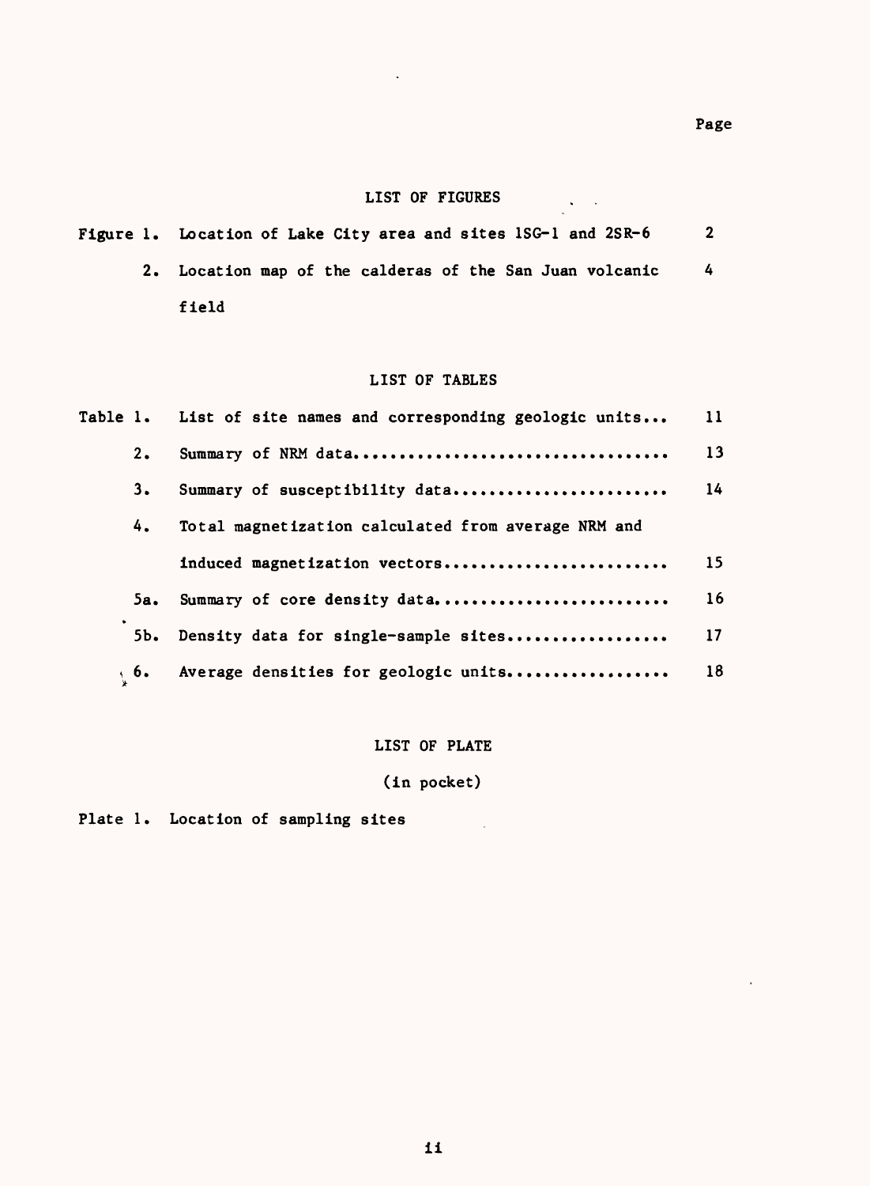Page

## LIST OF FIGURES

| | | |
|---|---|---|
| Figure 1. | Location of Lake City area and sites 1SG-1 and 2SR-6 | 2 |
| 2. | Location map of the calderas of the San Juan volcanic field | 4 |

## LIST OF TABLES

| | | |
|---|---|---|
| Table 1. | List of site names and corresponding geologic units... | 11 |
| 2. | Summary of NRM data.................................... | 13 |
| 3. | Summary of susceptibility data......................... | 14 |
| 4. | Total magnetization calculated from average NRM and induced magnetization vectors.......................... | 15 |
| 5a. | Summary of core density data........................... | 16 |
| 5b. | Density data for single-sample sites................... | 17 |
| 6. | Average densities for geologic units................... | 18 |

## LIST OF PLATE

(in pocket)

Plate 1. Location of sampling sites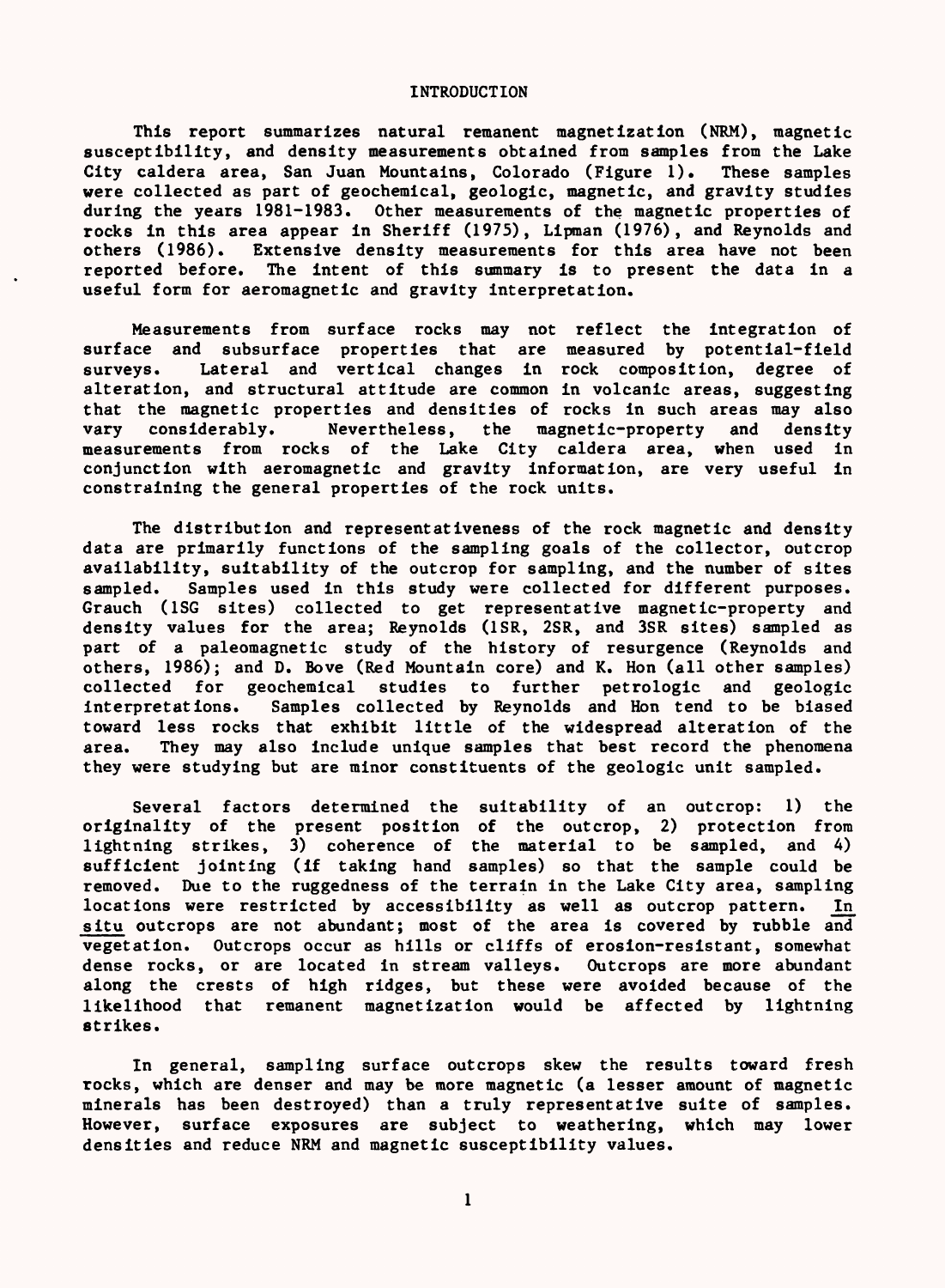# INTRODUCTION

This report summarizes natural remanent magnetization (NRM), magnetic susceptibility, and density measurements obtained from samples from the Lake City caldera area, San Juan Mountains, Colorado (Figure 1). These samples were collected as part of geochemical, geologic, magnetic, and gravity studies during the years 1981-1983. Other measurements of the magnetic properties of rocks in this area appear in Sheriff (1975), Lipman (1976), and Reynolds and others (1986). Extensive density measurements for this area have not been reported before. The intent of this summary is to present the data in a useful form for aeromagnetic and gravity interpretation.

Measurements from surface rocks may not reflect the integration of surface and subsurface properties that are measured by potential-field surveys. Lateral and vertical changes in rock composition, degree of alteration, and structural attitude are common in volcanic areas, suggesting that the magnetic properties and densities of rocks in such areas may also vary considerably. Nevertheless, the magnetic-property and density measurements from rocks of the Lake City caldera area, when used in conjunction with aeromagnetic and gravity information, are very useful in constraining the general properties of the rock units.

The distribution and representativeness of the rock magnetic and density data are primarily functions of the sampling goals of the collector, outcrop availability, suitability of the outcrop for sampling, and the number of sites sampled. Samples used in this study were collected for different purposes. Grauch (1SG sites) collected to get representative magnetic-property and density values for the area; Reynolds (1SR, 2SR, and 3SR sites) sampled as part of a paleomagnetic study of the history of resurgence (Reynolds and others, 1986); and D. Bove (Red Mountain core) and K. Hon (all other samples) collected for geochemical studies to further petrologic and geologic interpretations. Samples collected by Reynolds and Hon tend to be biased toward less rocks that exhibit little of the widespread alteration of the area. They may also include unique samples that best record the phenomena they were studying but are minor constituents of the geologic unit sampled.

Several factors determined the suitability of an outcrop: 1) the originality of the present position of the outcrop, 2) protection from lightning strikes, 3) coherence of the material to be sampled, and 4) sufficient jointing (if taking hand samples) so that the sample could be removed. Due to the ruggedness of the terrain in the Lake City area, sampling locations were restricted by accessibility as well as outcrop pattern. *In situ* outcrops are not abundant; most of the area is covered by rubble and vegetation. Outcrops occur as hills or cliffs of erosion-resistant, somewhat dense rocks, or are located in stream valleys. Outcrops are more abundant along the crests of high ridges, but these were avoided because of the likelihood that remanent magnetization would be affected by lightning strikes.

In general, sampling surface outcrops skew the results toward fresh rocks, which are denser and may be more magnetic (a lesser amount of magnetic minerals has been destroyed) than a truly representative suite of samples. However, surface exposures are subject to weathering, which may lower densities and reduce NRM and magnetic susceptibility values.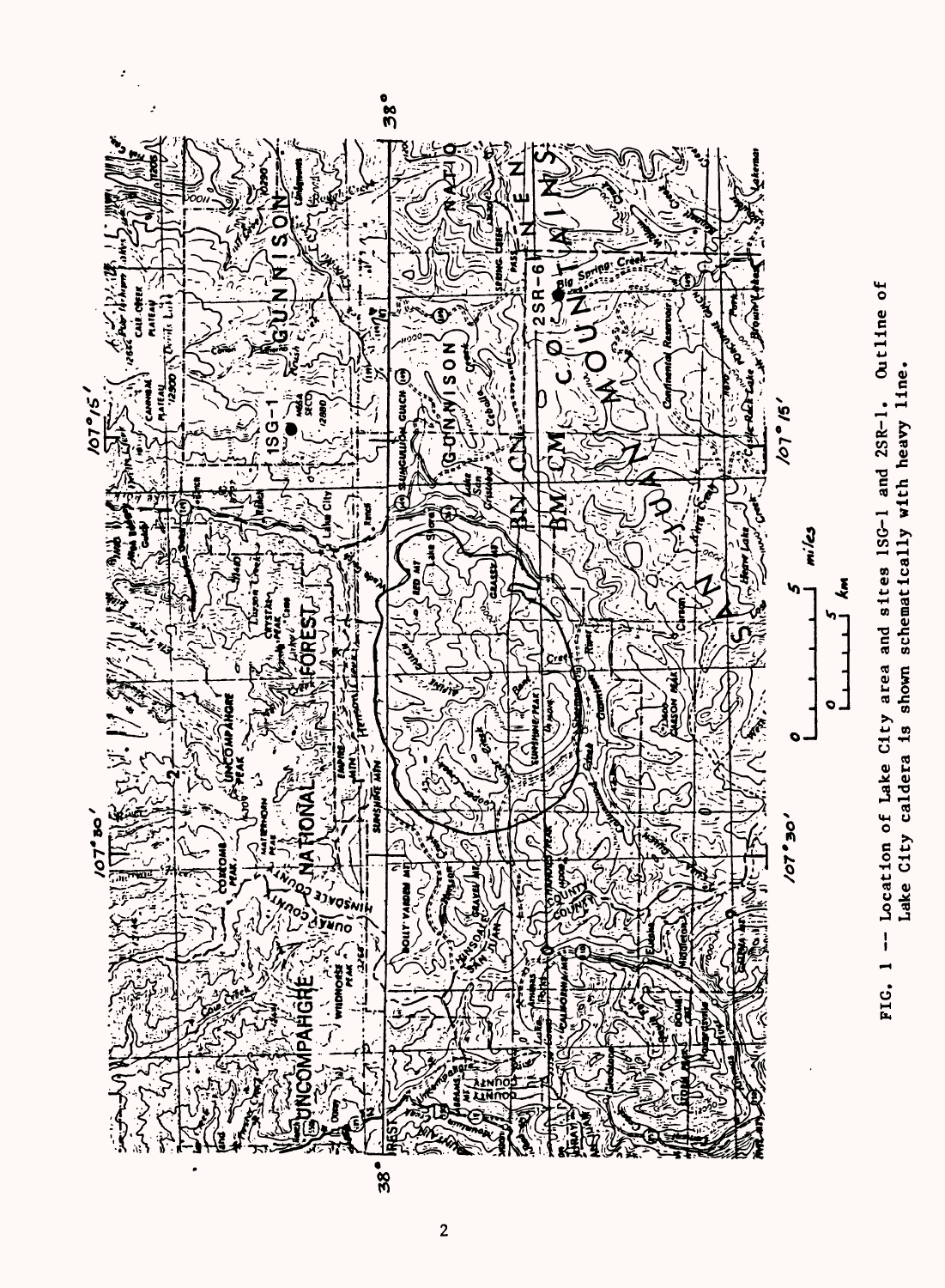FIG. 1 -- Location of Lake City area and sites 1SG-1 and 2SR-1. Outline of Lake City caldera is shown schematically with heavy line.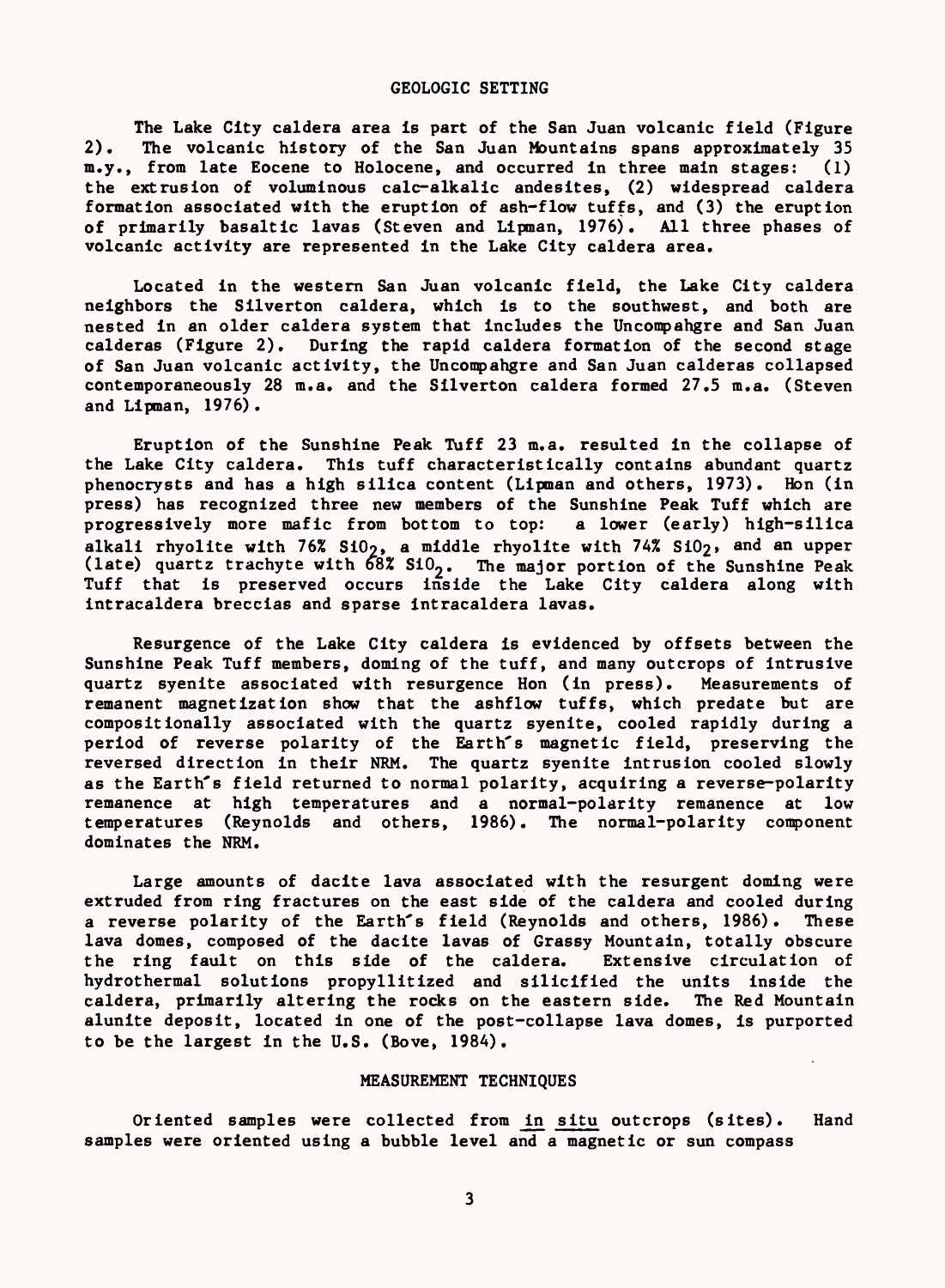## GEOLOGIC SETTING

The Lake City caldera area is part of the San Juan volcanic field (Figure 2). The volcanic history of the San Juan Mountains spans approximately 35 m.y., from late Eocene to Holocene, and occurred in three main stages: (1) the extrusion of voluminous calc-alkalic andesites, (2) widespread caldera formation associated with the eruption of ash-flow tuffs, and (3) the eruption of primarily basaltic lavas (Steven and Lipman, 1976). All three phases of volcanic activity are represented in the Lake City caldera area.

Located in the western San Juan volcanic field, the Lake City caldera neighbors the Silverton caldera, which is to the southwest, and both are nested in an older caldera system that includes the Uncompahgre and San Juan calderas (Figure 2). During the rapid caldera formation of the second stage of San Juan volcanic activity, the Uncompahgre and San Juan calderas collapsed contemporaneously 28 m.a. and the Silverton caldera formed 27.5 m.a. (Steven and Lipman, 1976).

Eruption of the Sunshine Peak Tuff 23 m.a. resulted in the collapse of the Lake City caldera. This tuff characteristically contains abundant quartz phenocrysts and has a high silica content (Lipman and others, 1973). Hon (in press) has recognized three new members of the Sunshine Peak Tuff which are progressively more mafic from bottom to top: a lower (early) high-silica alkali rhyolite with 76% $SiO_2$, a middle rhyolite with 74% $SiO_2$, and an upper (late) quartz trachyte with 68% $SiO_2$. The major portion of the Sunshine Peak Tuff that is preserved occurs inside the Lake City caldera along with intracaldera breccias and sparse intracaldera lavas.

Resurgence of the Lake City caldera is evidenced by offsets between the Sunshine Peak Tuff members, doming of the tuff, and many outcrops of intrusive quartz syenite associated with resurgence Hon (in press). Measurements of remanent magnetization show that the ashflow tuffs, which predate but are compositionally associated with the quartz syenite, cooled rapidly during a period of reverse polarity of the Earth's magnetic field, preserving the reversed direction in their NRM. The quartz syenite intrusion cooled slowly as the Earth's field returned to normal polarity, acquiring a reverse-polarity remanence at high temperatures and a normal-polarity remanence at low temperatures (Reynolds and others, 1986). The normal-polarity component dominates the NRM.

Large amounts of dacite lava associated with the resurgent doming were extruded from ring fractures on the east side of the caldera and cooled during a reverse polarity of the Earth's field (Reynolds and others, 1986). These lava domes, composed of the dacite lavas of Grassy Mountain, totally obscure the ring fault on this side of the caldera. Extensive circulation of hydrothermal solutions propyllitized and silicified the units inside the caldera, primarily altering the rocks on the eastern side. The Red Mountain alunite deposit, located in one of the post-collapse lava domes, is purported to be the largest in the U.S. (Bove, 1984).

## MEASUREMENT TECHNIQUES

Oriented samples were collected from in situ outcrops (sites). Hand samples were oriented using a bubble level and a magnetic or sun compass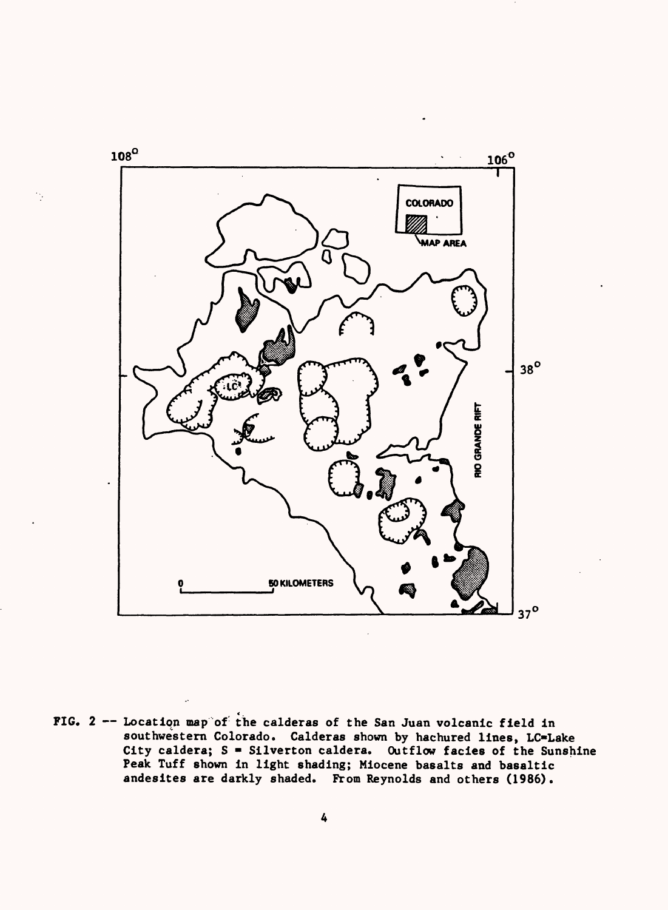FIG. 2 -- Location map of the calderas of the San Juan volcanic field in southwestern Colorado. Calderas shown by hachured lines, LC=Lake City caldera; S = Silverton caldera. Outflow facies of the Sunshine Peak Tuff shown in light shading; Miocene basalts and basaltic andesites are darkly shaded. From Reynolds and others (1986).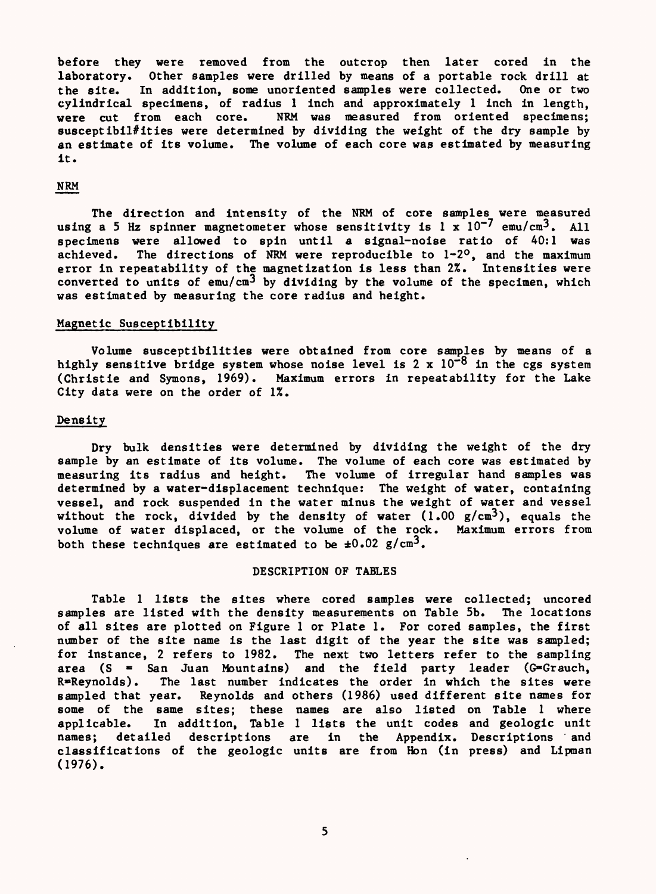before they were removed from the outcrop then later cored in the laboratory. Other samples were drilled by means of a portable rock drill at the site. In addition, some unoriented samples were collected. One or two cylindrical specimens, of radius 1 inch and approximately 1 inch in length, were cut from each core. NRM was measured from oriented specimens; susceptibil#ities were determined by dividing the weight of the dry sample by an estimate of its volume. The volume of each core was estimated by measuring it.

## NRM

The direction and intensity of the NRM of core samples were measured using a 5 Hz spinner magnetometer whose sensitivity is $1 \times 10^{-7}$ emu/cm$^3$. All specimens were allowed to spin until a signal-noise ratio of 40:1 was achieved. The directions of NRM were reproducible to 1-2°, and the maximum error in repeatability of the magnetization is less than 2%. Intensities were converted to units of emu/cm$^3$ by dividing by the volume of the specimen, which was estimated by measuring the core radius and height.

## Magnetic Susceptibility

Volume susceptibilities were obtained from core samples by means of a highly sensitive bridge system whose noise level is $2 \times 10^{-8}$ in the cgs system (Christie and Symons, 1969). Maximum errors in repeatability for the Lake City data were on the order of 1%.

## Density

Dry bulk densities were determined by dividing the weight of the dry sample by an estimate of its volume. The volume of each core was estimated by measuring its radius and height. The volume of irregular hand samples was determined by a water-displacement technique: The weight of water, containing vessel, and rock suspended in the water minus the weight of water and vessel without the rock, divided by the density of water (1.00 g/cm$^3$), equals the volume of water displaced, or the volume of the rock. Maximum errors from both these techniques are estimated to be ±0.02 g/cm$^3$.

## DESCRIPTION OF TABLES

Table 1 lists the sites where cored samples were collected; uncored samples are listed with the density measurements on Table 5b. The locations of all sites are plotted on Figure 1 or Plate 1. For cored samples, the first number of the site name is the last digit of the year the site was sampled; for instance, 2 refers to 1982. The next two letters refer to the sampling area (S = San Juan Mountains) and the field party leader (G=Grauch, R=Reynolds). The last number indicates the order in which the sites were sampled that year. Reynolds and others (1986) used different site names for some of the same sites; these names are also listed on Table 1 where applicable. In addition, Table 1 lists the unit codes and geologic unit names; detailed descriptions are in the Appendix. Descriptions and classifications of the geologic units are from Hon (in press) and Lipman (1976).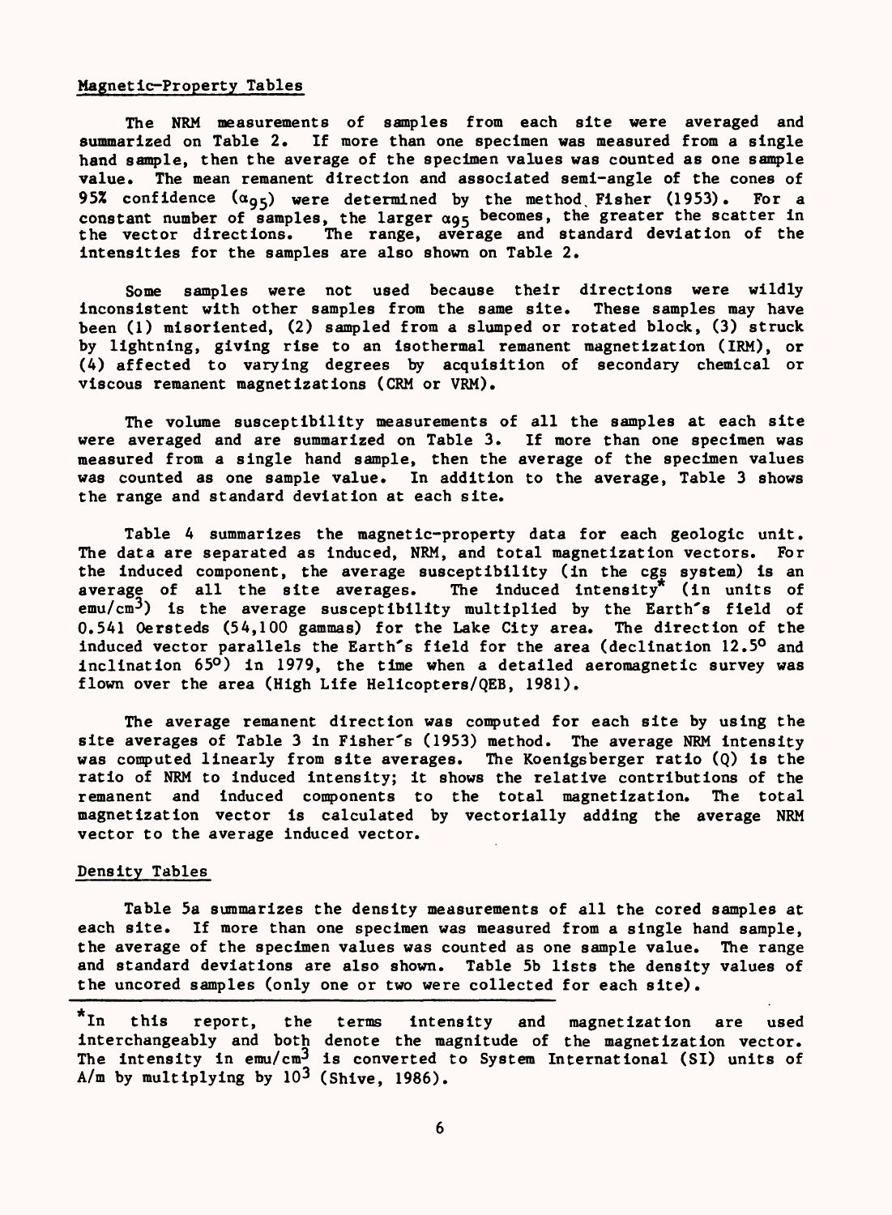## Magnetic-Property Tables

The NRM measurements of samples from each site were averaged and summarized on Table 2. If more than one specimen was measured from a single hand sample, then the average of the specimen values was counted as one sample value. The mean remanent direction and associated semi-angle of the cones of 95% confidence ($\alpha_{95}$) were determined by the method Fisher (1953). For a constant number of samples, the larger $\alpha_{95}$ becomes, the greater the scatter in the vector directions. The range, average and standard deviation of the intensities for the samples are also shown on Table 2.

Some samples were not used because their directions were wildly inconsistent with other samples from the same site. These samples may have been (1) misoriented, (2) sampled from a slumped or rotated block, (3) struck by lightning, giving rise to an isothermal remanent magnetization (IRM), or (4) affected to varying degrees by acquisition of secondary chemical or viscous remanent magnetizations (CRM or VRM).

The volume susceptibility measurements of all the samples at each site were averaged and are summarized on Table 3. If more than one specimen was measured from a single hand sample, then the average of the specimen values was counted as one sample value. In addition to the average, Table 3 shows the range and standard deviation at each site.

Table 4 summarizes the magnetic-property data for each geologic unit. The data are separated as induced, NRM, and total magnetization vectors. For the induced component, the average susceptibility (in the cgs system) is an average of all the site averages. The induced intensity* (in units of emu/cm$^3$) is the average susceptibility multiplied by the Earth's field of 0.541 Oersteds (54,100 gammas) for the Lake City area. The direction of the induced vector parallels the Earth's field for the area (declination 12.5° and inclination 65°) in 1979, the time when a detailed aeromagnetic survey was flown over the area (High Life Helicopters/QEB, 1981).

The average remanent direction was computed for each site by using the site averages of Table 3 in Fisher's (1953) method. The average NRM intensity was computed linearly from site averages. The Koenigsberger ratio (Q) is the ratio of NRM to induced intensity; it shows the relative contributions of the remanent and induced components to the total magnetization. The total magnetization vector is calculated by vectorially adding the average NRM vector to the average induced vector.

## Density Tables

Table 5a summarizes the density measurements of all the cored samples at each site. If more than one specimen was measured from a single hand sample, the average of the specimen values was counted as one sample value. The range and standard deviations are also shown. Table 5b lists the density values of the uncored samples (only one or two were collected for each site).

---

*In this report, the terms intensity and magnetization are used interchangeably and both denote the magnitude of the magnetization vector. The intensity in emu/cm$^3$ is converted to System International (SI) units of A/m by multiplying by $10^3$ (Shive, 1986).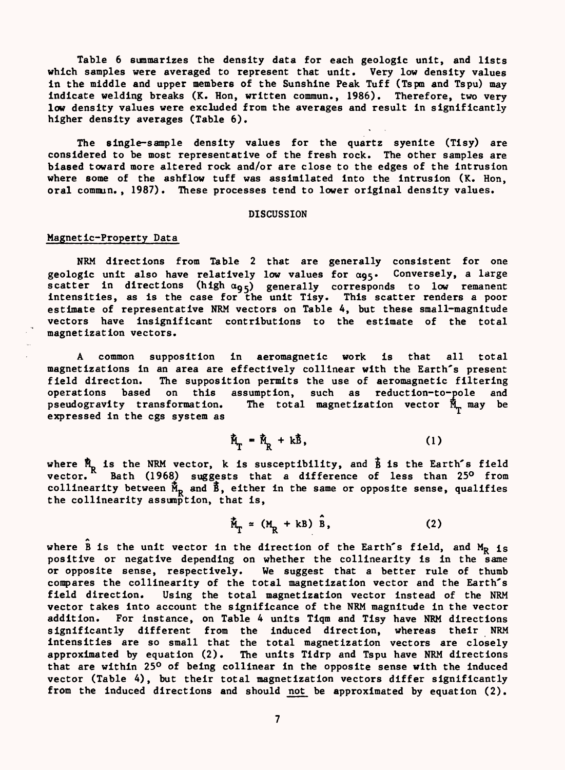Table 6 summarizes the density data for each geologic unit, and lists which samples were averaged to represent that unit. Very low density values in the middle and upper members of the Sunshine Peak Tuff (Tspm and Tspu) may indicate welding breaks (K. Hon, written commun., 1986). Therefore, two very low density values were excluded from the averages and result in significantly higher density averages (Table 6).

The single-sample density values for the quartz syenite (Tisy) are considered to be most representative of the fresh rock. The other samples are biased toward more altered rock and/or are close to the edges of the intrusion where some of the ashflow tuff was assimilated into the intrusion (K. Hon, oral commun., 1987). These processes tend to lower original density values.

## DISCUSSION

### Magnetic-Property Data

NRM directions from Table 2 that are generally consistent for one geologic unit also have relatively low values for $\alpha_{95}$. Conversely, a large scatter in directions (high $\alpha_{95}$) generally corresponds to low remanent intensities, as is the case for the unit Tisy. This scatter renders a poor estimate of representative NRM vectors on Table 4, but these small-magnitude vectors have insignificant contributions to the estimate of the total magnetization vectors.

A common supposition in aeromagnetic work is that all total magnetizations in an area are effectively collinear with the Earth's present field direction. The supposition permits the use of aeromagnetic filtering operations based on this assumption, such as reduction-to-pole and pseudogravity transformation. The total magnetization vector $\vec{M}_T$ may be expressed in the cgs system as

$$\vec{M}_T = \vec{M}_R + k\vec{B}, \tag{1}$$

where $\vec{M}_R$ is the NRM vector, $k$ is susceptibility, and $\vec{B}$ is the Earth's field vector. Bath (1968) suggests that a difference of less than 25° from collinearity between $\vec{M}_R$ and $\vec{B}$, either in the same or opposite sense, qualifies the collinearity assumption, that is,

$$\vec{M}_T \approx (M_R + kB)\,\hat{B}, \tag{2}$$

where $\hat{B}$ is the unit vector in the direction of the Earth's field, and $M_R$ is positive or negative depending on whether the collinearity is in the same or opposite sense, respectively. We suggest that a better rule of thumb compares the collinearity of the total magnetization vector and the Earth's field direction. Using the total magnetization vector instead of the NRM vector takes into account the significance of the NRM magnitude in the vector addition. For instance, on Table 4 units Tiqm and Tisy have NRM directions significantly different from the induced direction, whereas their NRM intensities are so small that the total magnetization vectors are closely approximated by equation (2). The units Tidrp and Tspu have NRM directions that are within 25° of being collinear in the opposite sense with the induced vector (Table 4), but their total magnetization vectors differ significantly from the induced directions and should not be approximated by equation (2).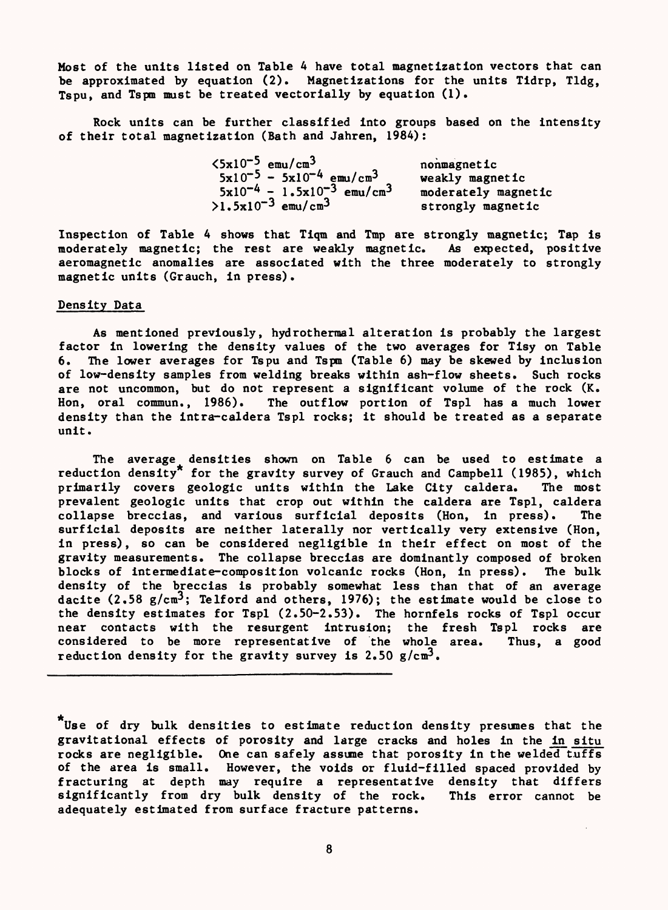Most of the units listed on Table 4 have total magnetization vectors that can be approximated by equation (2). Magnetizations for the units Tidrp, Tldg, Tspu, and Tspm must be treated vectorially by equation (1).

Rock units can be further classified into groups based on the intensity of their total magnetization (Bath and Jahren, 1984):

| | |
|---|---|
| $<5\times10^{-5}$ emu/cm$^3$ | nonmagnetic |
| $5\times10^{-5}$ - $5\times10^{-4}$ emu/cm$^3$ | weakly magnetic |
| $5\times10^{-4}$ - $1.5\times10^{-3}$ emu/cm$^3$ | moderately magnetic |
| $>1.5\times10^{-3}$ emu/cm$^3$ | strongly magnetic |

Inspection of Table 4 shows that Tiqm and Tmp are strongly magnetic; Tap is moderately magnetic; the rest are weakly magnetic. As expected, positive aeromagnetic anomalies are associated with the three moderately to strongly magnetic units (Grauch, in press).

## Density Data

As mentioned previously, hydrothermal alteration is probably the largest factor in lowering the density values of the two averages for Tisy on Table 6. The lower averages for Tspu and Tspm (Table 6) may be skewed by inclusion of low-density samples from welding breaks within ash-flow sheets. Such rocks are not uncommon, but do not represent a significant volume of the rock (K. Hon, oral commun., 1986). The outflow portion of Tspl has a much lower density than the intra-caldera Tspl rocks; it should be treated as a separate unit.

The average densities shown on Table 6 can be used to estimate a reduction density* for the gravity survey of Grauch and Campbell (1985), which primarily covers geologic units within the Lake City caldera. The most prevalent geologic units that crop out within the caldera are Tspl, caldera collapse breccias, and various surficial deposits (Hon, in press). The surficial deposits are neither laterally nor vertically very extensive (Hon, in press), so can be considered negligible in their effect on most of the gravity measurements. The collapse breccias are dominantly composed of broken blocks of intermediate-composition volcanic rocks (Hon, in press). The bulk density of the breccias is probably somewhat less than that of an average dacite (2.58 g/cm$^3$; Telford and others, 1976); the estimate would be close to the density estimates for Tspl (2.50-2.53). The hornfels rocks of Tspl occur near contacts with the resurgent intrusion; the fresh Tspl rocks are considered to be more representative of the whole area. Thus, a good reduction density for the gravity survey is 2.50 g/cm$^3$.

---

*Use of dry bulk densities to estimate reduction density presumes that the gravitational effects of porosity and large cracks and holes in the *in situ* rocks are negligible. One can safely assume that porosity in the welded tuffs of the area is small. However, the voids or fluid-filled spaced provided by fracturing at depth may require a representative density that differs significantly from dry bulk density of the rock. This error cannot be adequately estimated from surface fracture patterns.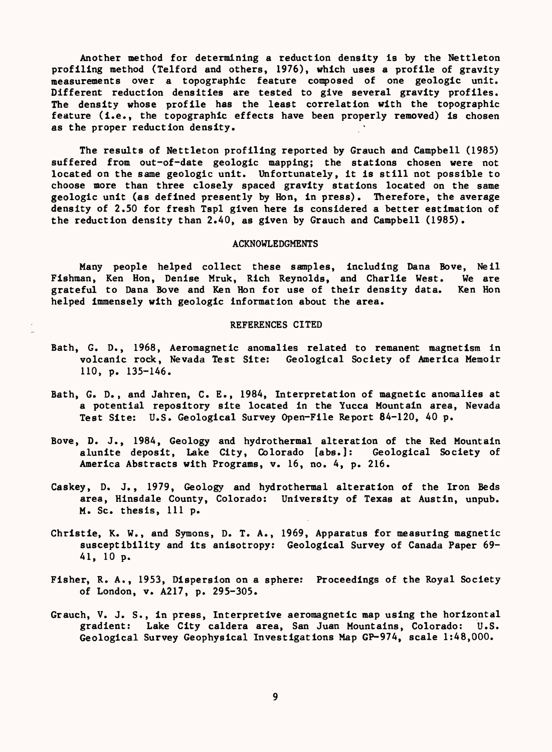Another method for determining a reduction density is by the Nettleton profiling method (Telford and others, 1976), which uses a profile of gravity measurements over a topographic feature composed of one geologic unit. Different reduction densities are tested to give several gravity profiles. The density whose profile has the least correlation with the topographic feature (i.e., the topographic effects have been properly removed) is chosen as the proper reduction density.

The results of Nettleton profiling reported by Grauch and Campbell (1985) suffered from out-of-date geologic mapping; the stations chosen were not located on the same geologic unit. Unfortunately, it is still not possible to choose more than three closely spaced gravity stations located on the same geologic unit (as defined presently by Hon, in press). Therefore, the average density of 2.50 for fresh Tspl given here is considered a better estimation of the reduction density than 2.40, as given by Grauch and Campbell (1985).

## ACKNOWLEDGMENTS

Many people helped collect these samples, including Dana Bove, Neil Fishman, Ken Hon, Denise Mruk, Rich Reynolds, and Charlie West. We are grateful to Dana Bove and Ken Hon for use of their density data. Ken Hon helped immensely with geologic information about the area.

## REFERENCES CITED

Bath, G. D., 1968, Aeromagnetic anomalies related to remanent magnetism in volcanic rock, Nevada Test Site: Geological Society of America Memoir 110, p. 135-146.

Bath, G. D., and Jahren, C. E., 1984, Interpretation of magnetic anomalies at a potential repository site located in the Yucca Mountain area, Nevada Test Site: U.S. Geological Survey Open-File Report 84-120, 40 p.

Bove, D. J., 1984, Geology and hydrothermal alteration of the Red Mountain alunite deposit, Lake City, Colorado [abs.]: Geological Society of America Abstracts with Programs, v. 16, no. 4, p. 216.

Caskey, D. J., 1979, Geology and hydrothermal alteration of the Iron Beds area, Hinsdale County, Colorado: University of Texas at Austin, unpub. M. Sc. thesis, 111 p.

Christie, K. W., and Symons, D. T. A., 1969, Apparatus for measuring magnetic susceptibility and its anisotropy: Geological Survey of Canada Paper 69-41, 10 p.

Fisher, R. A., 1953, Dispersion on a sphere: Proceedings of the Royal Society of London, v. A217, p. 295-305.

Grauch, V. J. S., in press, Interpretive aeromagnetic map using the horizontal gradient: Lake City caldera area, San Juan Mountains, Colorado: U.S. Geological Survey Geophysical Investigations Map GP-974, scale 1:48,000.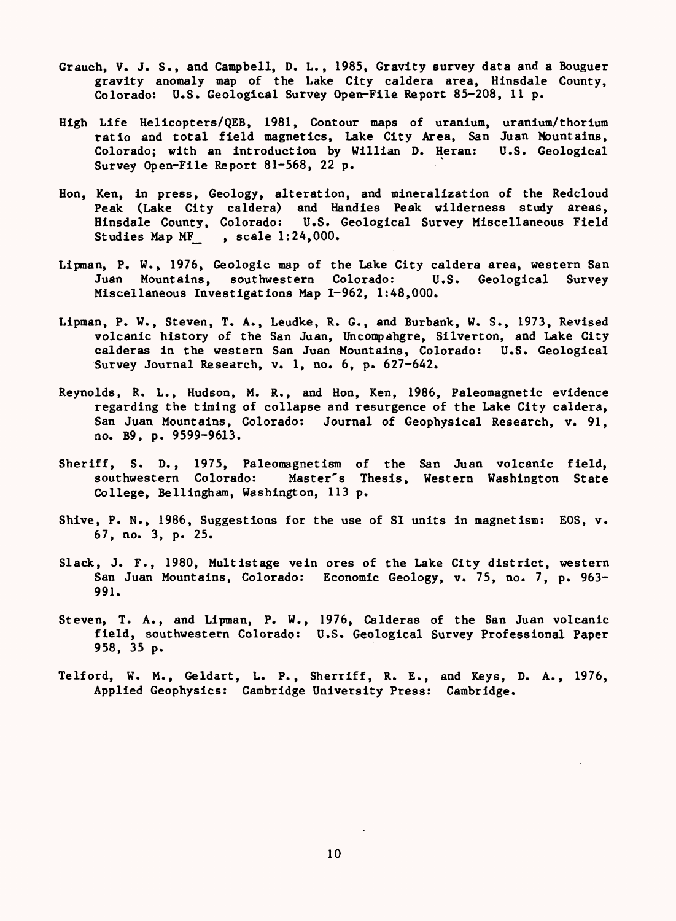Grauch, V. J. S., and Campbell, D. L., 1985, Gravity survey data and a Bouguer gravity anomaly map of the Lake City caldera area, Hinsdale County, Colorado: U.S. Geological Survey Open-File Report 85-208, 11 p.

High Life Helicopters/QEB, 1981, Contour maps of uranium, uranium/thorium ratio and total field magnetics, Lake City Area, San Juan Mountains, Colorado; with an introduction by Willian D. Heran: U.S. Geological Survey Open-File Report 81-568, 22 p.

Hon, Ken, in press, Geology, alteration, and mineralization of the Redcloud Peak (Lake City caldera) and Handies Peak wilderness study areas, Hinsdale County, Colorado: U.S. Geological Survey Miscellaneous Field Studies Map MF_ , scale 1:24,000.

Lipman, P. W., 1976, Geologic map of the Lake City caldera area, western San Juan Mountains, southwestern Colorado: U.S. Geological Survey Miscellaneous Investigations Map I-962, 1:48,000.

Lipman, P. W., Steven, T. A., Leudke, R. G., and Burbank, W. S., 1973, Revised volcanic history of the San Juan, Uncompahgre, Silverton, and Lake City calderas in the western San Juan Mountains, Colorado: U.S. Geological Survey Journal Research, v. 1, no. 6, p. 627-642.

Reynolds, R. L., Hudson, M. R., and Hon, Ken, 1986, Paleomagnetic evidence regarding the timing of collapse and resurgence of the Lake City caldera, San Juan Mountains, Colorado: Journal of Geophysical Research, v. 91, no. B9, p. 9599-9613.

Sheriff, S. D., 1975, Paleomagnetism of the San Juan volcanic field, southwestern Colorado: Master's Thesis, Western Washington State College, Bellingham, Washington, 113 p.

Shive, P. N., 1986, Suggestions for the use of SI units in magnetism: EOS, v. 67, no. 3, p. 25.

Slack, J. F., 1980, Multistage vein ores of the Lake City district, western San Juan Mountains, Colorado: Economic Geology, v. 75, no. 7, p. 963-991.

Steven, T. A., and Lipman, P. W., 1976, Calderas of the San Juan volcanic field, southwestern Colorado: U.S. Geological Survey Professional Paper 958, 35 p.

Telford, W. M., Geldart, L. P., Sherriff, R. E., and Keys, D. A., 1976, Applied Geophysics: Cambridge University Press: Cambridge.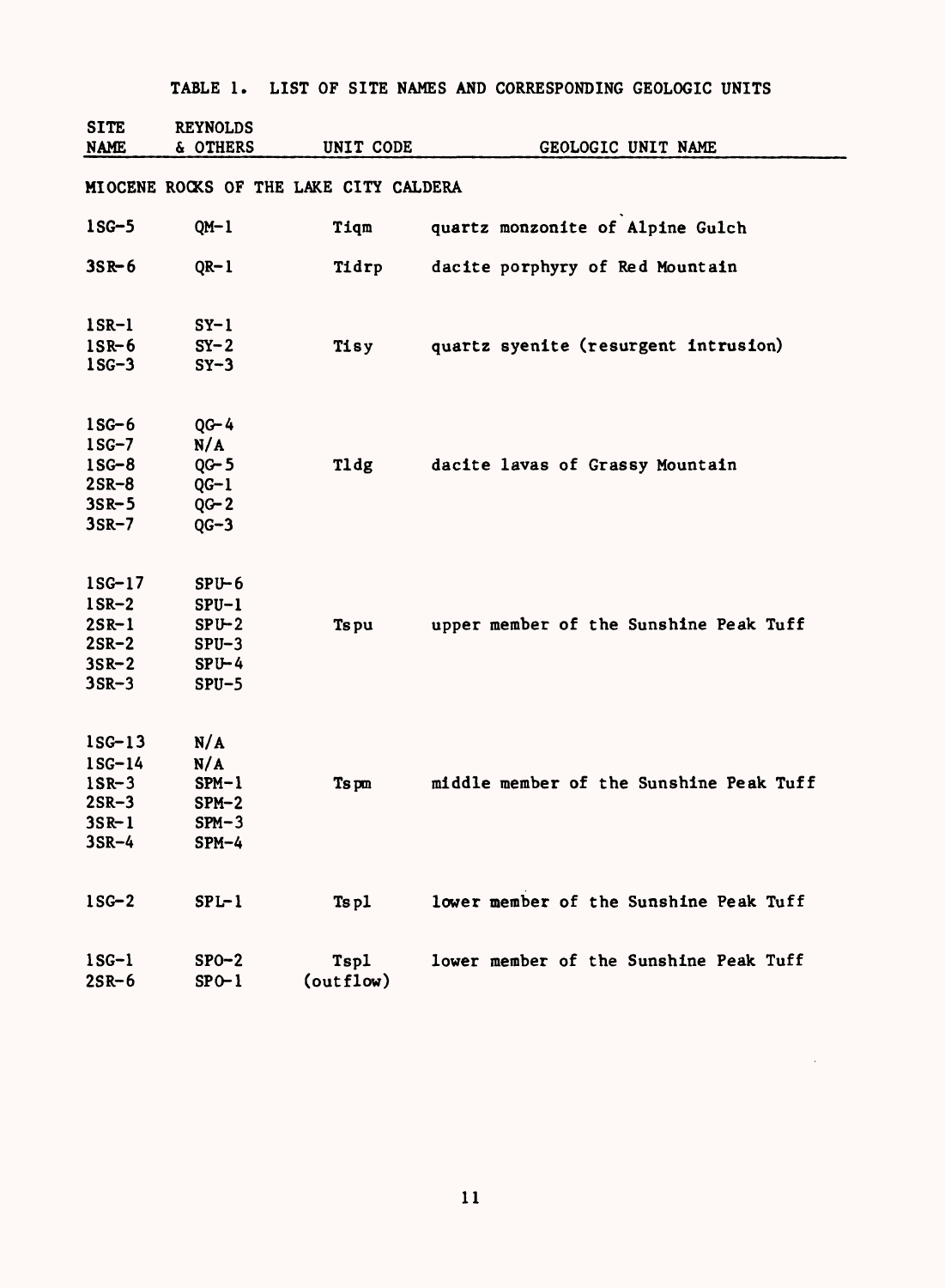# TABLE 1. LIST OF SITE NAMES AND CORRESPONDING GEOLOGIC UNITS

| SITE NAME | REYNOLDS & OTHERS | UNIT CODE | GEOLOGIC UNIT NAME |
|---|---|---|---|
| MIOCENE ROCKS OF THE LAKE CITY CALDERA | | | |
| 1SG-5 | QM-1 | Tiqm | quartz monzonite of Alpine Gulch |
| 3SR-6 | QR-1 | Tidrp | dacite porphyry of Red Mountain |
| 1SR-1 | SY-1 | | |
| 1SR-6 | SY-2 | Tisy | quartz syenite (resurgent intrusion) |
| 1SG-3 | SY-3 | | |
| 1SG-6 | QG-4 | | |
| 1SG-7 | N/A | | |
| 1SG-8 | QG-5 | Tldg | dacite lavas of Grassy Mountain |
| 2SR-8 | QG-1 | | |
| 3SR-5 | QG-2 | | |
| 3SR-7 | QG-3 | | |
| 1SG-17 | SPU-6 | | |
| 1SR-2 | SPU-1 | | |
| 2SR-1 | SPU-2 | Tspu | upper member of the Sunshine Peak Tuff |
| 2SR-2 | SPU-3 | | |
| 3SR-2 | SPU-4 | | |
| 3SR-3 | SPU-5 | | |
| 1SG-13 | N/A | | |
| 1SG-14 | N/A | | |
| 1SR-3 | SPM-1 | Tspm | middle member of the Sunshine Peak Tuff |
| 2SR-3 | SPM-2 | | |
| 3SR-1 | SPM-3 | | |
| 3SR-4 | SPM-4 | | |
| 1SG-2 | SPL-1 | Tspl | lower member of the Sunshine Peak Tuff |
| 1SG-1 | SPO-2 | Tspl | lower member of the Sunshine Peak Tuff |
| 2SR-6 | SPO-1 | (outflow) | |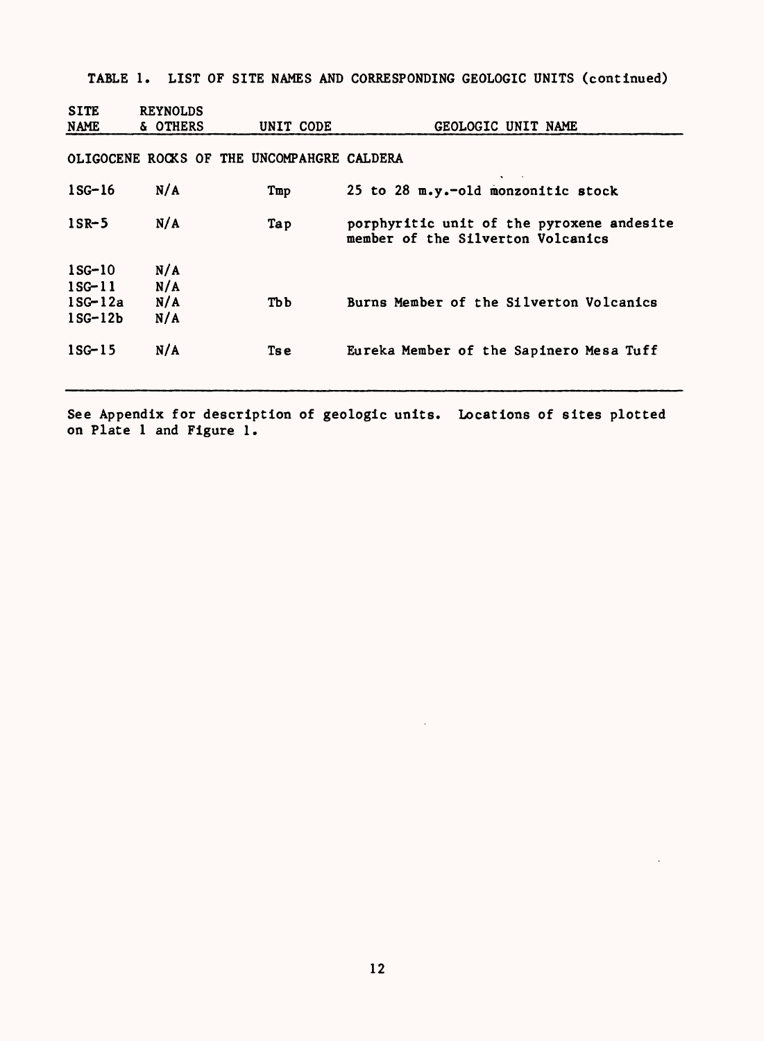TABLE 1. LIST OF SITE NAMES AND CORRESPONDING GEOLOGIC UNITS (continued)

| SITE NAME | REYNOLDS & OTHERS | UNIT CODE | GEOLOGIC UNIT NAME |
|---|---|---|---|
| OLIGOCENE ROCKS OF THE UNCOMPAHGRE CALDERA | | | |
| 1SG-16 | N/A | Tmp | 25 to 28 m.y.-old monzonitic stock |
| 1SR-5 | N/A | Tap | porphyritic unit of the pyroxene andesite member of the Silverton Volcanics |
| 1SG-10 | N/A | | |
| 1SG-11 | N/A | | |
| 1SG-12a | N/A | Tbb | Burns Member of the Silverton Volcanics |
| 1SG-12b | N/A | | |
| 1SG-15 | N/A | Tse | Eureka Member of the Sapinero Mesa Tuff |

See Appendix for description of geologic units. Locations of sites plotted on Plate 1 and Figure 1.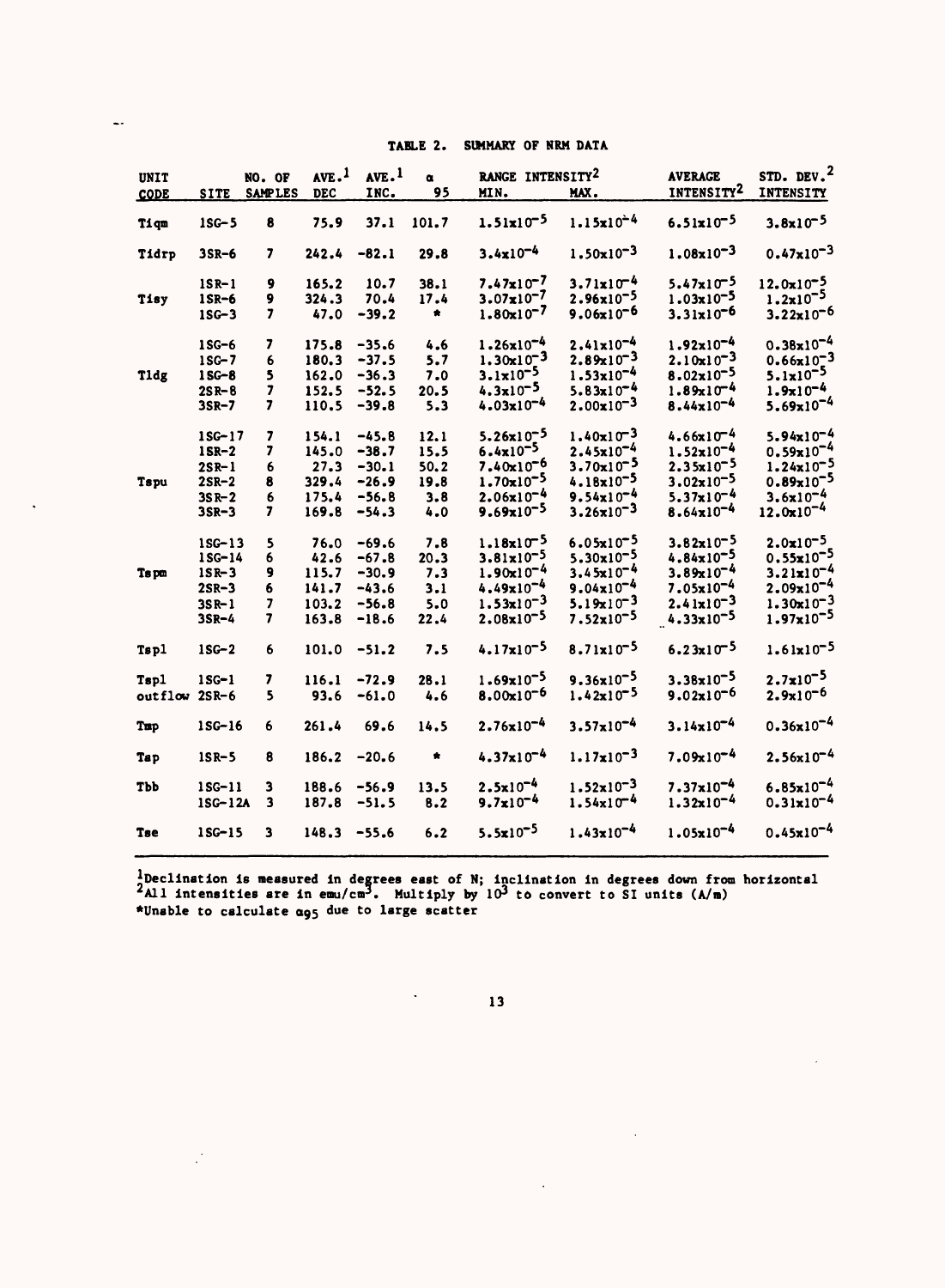TABLE 2. SUMMARY OF NRM DATA

| UNIT CODE | SITE | NO. OF SAMPLES | AVE.[1] DEC | AVE.[1] INC. | $\alpha_{95}$ | RANGE INTENSITY[2] MIN. | MAX. | AVERAGE INTENSITY[2] | STD. DEV.[2] INTENSITY |
|---|---|---|---|---|---|---|---|---|---|
| Tiqm | 1SG-5 | 8 | 75.9 | 37.1 | 101.7 | $1.51\times10^{-5}$ | $1.15\times10^{-4}$ | $6.51\times10^{-5}$ | $3.8\times10^{-5}$ |
| Tidrp | 3SR-6 | 7 | 242.4 | -82.1 | 29.8 | $3.4\times10^{-4}$ | $1.50\times10^{-3}$ | $1.08\times10^{-3}$ | $0.47\times10^{-3}$ |
| | 1SR-1 | 9 | 165.2 | 10.7 | 38.1 | $7.47\times10^{-7}$ | $3.71\times10^{-4}$ | $5.47\times10^{-5}$ | $12.0\times10^{-5}$ |
| Tisy | 1SR-6 | 9 | 324.3 | 70.4 | 17.4 | $3.07\times10^{-7}$ | $2.96\times10^{-5}$ | $1.03\times10^{-5}$ | $1.2\times10^{-5}$ |
| | 1SG-3 | 7 | 47.0 | -39.2 | * | $1.80\times10^{-7}$ | $9.06\times10^{-6}$ | $3.31\times10^{-6}$ | $3.22\times10^{-6}$ |
| | 1SG-6 | 7 | 175.8 | -35.6 | 4.6 | $1.26\times10^{-4}$ | $2.41\times10^{-4}$ | $1.92\times10^{-4}$ | $0.38\times10^{-4}$ |
| | 1SG-7 | 6 | 180.3 | -37.5 | 5.7 | $1.30\times10^{-3}$ | $2.89\times10^{-3}$ | $2.10\times10^{-3}$ | $0.66\times10^{-3}$ |
| Tldg | 1SG-8 | 5 | 162.0 | -36.3 | 7.0 | $3.1\times10^{-5}$ | $1.53\times10^{-4}$ | $8.02\times10^{-5}$ | $5.1\times10^{-5}$ |
| | 2SR-8 | 7 | 152.5 | -52.5 | 20.5 | $4.3\times10^{-5}$ | $5.83\times10^{-4}$ | $1.89\times10^{-4}$ | $1.9\times10^{-4}$ |
| | 3SR-7 | 7 | 110.5 | -39.8 | 5.3 | $4.03\times10^{-4}$ | $2.00\times10^{-3}$ | $8.44\times10^{-4}$ | $5.69\times10^{-4}$ |
| | 1SG-17 | 7 | 154.1 | -45.8 | 12.1 | $5.26\times10^{-5}$ | $1.40\times10^{-3}$ | $4.66\times10^{-4}$ | $5.94\times10^{-4}$ |
| | 1SR-2 | 7 | 145.0 | -38.7 | 15.5 | $6.4\times10^{-5}$ | $2.45\times10^{-4}$ | $1.52\times10^{-4}$ | $0.59\times10^{-4}$ |
| | 2SR-1 | 6 | 27.3 | -30.1 | 50.2 | $7.40\times10^{-6}$ | $3.70\times10^{-5}$ | $2.35\times10^{-5}$ | $1.24\times10^{-5}$ |
| Tspu | 2SR-2 | 8 | 329.4 | -26.9 | 19.8 | $1.70\times10^{-5}$ | $4.18\times10^{-5}$ | $3.02\times10^{-5}$ | $0.89\times10^{-5}$ |
| | 3SR-2 | 6 | 175.4 | -56.8 | 3.8 | $2.06\times10^{-4}$ | $9.54\times10^{-4}$ | $5.37\times10^{-4}$ | $3.6\times10^{-4}$ |
| | 3SR-3 | 7 | 169.8 | -54.3 | 4.0 | $9.69\times10^{-5}$ | $3.26\times10^{-3}$ | $8.64\times10^{-4}$ | $12.0\times10^{-4}$ |
| | 1SG-13 | 5 | 76.0 | -69.6 | 7.8 | $1.18\times10^{-5}$ | $6.05\times10^{-5}$ | $3.82\times10^{-5}$ | $2.0\times10^{-5}$ |
| | 1SG-14 | 6 | 42.6 | -67.8 | 20.3 | $3.81\times10^{-5}$ | $5.30\times10^{-5}$ | $4.84\times10^{-5}$ | $0.55\times10^{-5}$ |
| Tspm | 1SR-3 | 9 | 115.7 | -30.9 | 7.3 | $1.90\times10^{-4}$ | $3.45\times10^{-4}$ | $3.89\times10^{-4}$ | $3.21\times10^{-4}$ |
| | 2SR-3 | 6 | 141.7 | -43.6 | 3.1 | $4.49\times10^{-4}$ | $9.04\times10^{-4}$ | $7.05\times10^{-4}$ | $2.09\times10^{-4}$ |
| | 3SR-1 | 7 | 103.2 | -56.8 | 5.0 | $1.53\times10^{-3}$ | $5.19\times10^{-3}$ | $2.41\times10^{-3}$ | $1.30\times10^{-3}$ |
| | 3SR-4 | 7 | 163.8 | -18.6 | 22.4 | $2.08\times10^{-5}$ | $7.52\times10^{-5}$ | $4.33\times10^{-5}$ | $1.97\times10^{-5}$ |
| Tspl | 1SG-2 | 6 | 101.0 | -51.2 | 7.5 | $4.17\times10^{-5}$ | $8.71\times10^{-5}$ | $6.23\times10^{-5}$ | $1.61\times10^{-5}$ |
| Tspl | 1SG-1 | 7 | 116.1 | -72.9 | 28.1 | $1.69\times10^{-5}$ | $9.36\times10^{-5}$ | $3.38\times10^{-5}$ | $2.7\times10^{-5}$ |
| outflow | 2SR-6 | 5 | 93.6 | -61.0 | 4.6 | $8.00\times10^{-6}$ | $1.42\times10^{-5}$ | $9.02\times10^{-6}$ | $2.9\times10^{-6}$ |
| Tmp | 1SG-16 | 6 | 261.4 | 69.6 | 14.5 | $2.76\times10^{-4}$ | $3.57\times10^{-4}$ | $3.14\times10^{-4}$ | $0.36\times10^{-4}$ |
| Tsp | 1SR-5 | 8 | 186.2 | -20.6 | * | $4.37\times10^{-4}$ | $1.17\times10^{-3}$ | $7.09\times10^{-4}$ | $2.56\times10^{-4}$ |
| Tbb | 1SG-11 | 3 | 188.6 | -56.9 | 13.5 | $2.5\times10^{-4}$ | $1.52\times10^{-3}$ | $7.37\times10^{-4}$ | $6.85\times10^{-4}$ |
| | 1SG-12A | 3 | 187.8 | -51.5 | 8.2 | $9.7\times10^{-4}$ | $1.54\times10^{-4}$ | $1.32\times10^{-4}$ | $0.31\times10^{-4}$ |
| Tse | 1SG-15 | 3 | 148.3 | -55.6 | 6.2 | $5.5\times10^{-5}$ | $1.43\times10^{-4}$ | $1.05\times10^{-4}$ | $0.45\times10^{-4}$ |

[1]Declination is measured in degrees east of N; inclination in degrees down from horizontal
[2]All intensities are in $emu/cm^3$. Multiply by $10^3$ to convert to SI units (A/m)
*Unable to calculate $\alpha_{95}$ due to large scatter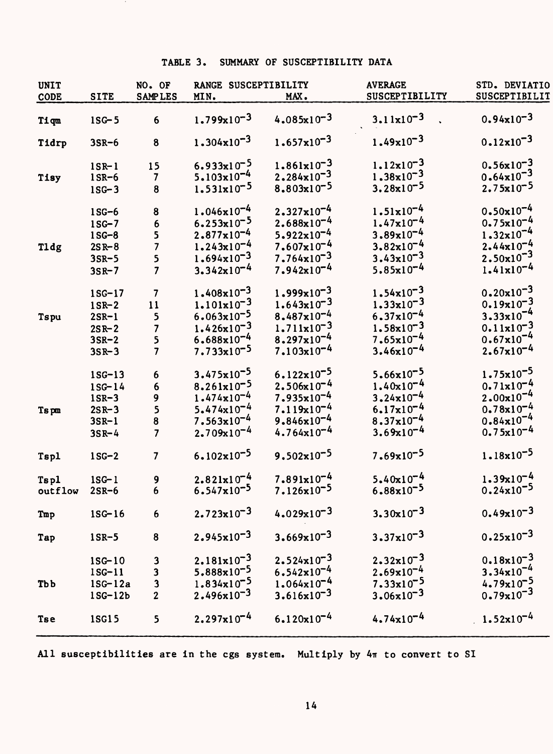## TABLE 3. SUMMARY OF SUSCEPTIBILITY DATA

| UNIT CODE | SITE | NO. OF SAMPLES | RANGE SUSCEPTIBILITY MIN. | MAX. | AVERAGE SUSCEPTIBILITY | STD. DEVIATIO SUSCEPTIBILIT |
|---|---|---|---|---|---|---|
| Tiqm | 1SG-5 | 6 | $1.799 \times 10^{-3}$ | $4.085 \times 10^{-3}$ | $3.11 \times 10^{-3}$ | $0.94 \times 10^{-3}$ |
| Tidrp | 3SR-6 | 8 | $1.304 \times 10^{-3}$ | $1.657 \times 10^{-3}$ | $1.49 \times 10^{-3}$ | $0.12 \times 10^{-3}$ |
| | 1SR-1 | 15 | $6.933 \times 10^{-5}$ | $1.861 \times 10^{-3}$ | $1.12 \times 10^{-3}$ | $0.56 \times 10^{-3}$ |
| Tisy | 1SR-6 | 7 | $5.103 \times 10^{-4}$ | $2.284 \times 10^{-3}$ | $1.38 \times 10^{-3}$ | $0.64 \times 10^{-3}$ |
| | 1SG-3 | 8 | $1.531 \times 10^{-5}$ | $8.803 \times 10^{-5}$ | $3.28 \times 10^{-5}$ | $2.75 \times 10^{-5}$ |
| | 1SG-6 | 8 | $1.046 \times 10^{-4}$ | $2.327 \times 10^{-4}$ | $1.51 \times 10^{-4}$ | $0.50 \times 10^{-4}$ |
| | 1SG-7 | 6 | $6.253 \times 10^{-5}$ | $2.688 \times 10^{-4}$ | $1.47 \times 10^{-4}$ | $0.75 \times 10^{-4}$ |
| | 1SG-8 | 5 | $2.877 \times 10^{-4}$ | $5.922 \times 10^{-4}$ | $3.89 \times 10^{-4}$ | $1.32 \times 10^{-4}$ |
| Tldg | 2SR-8 | 7 | $1.243 \times 10^{-4}$ | $7.607 \times 10^{-4}$ | $3.82 \times 10^{-4}$ | $2.44 \times 10^{-4}$ |
| | 3SR-5 | 5 | $1.694 \times 10^{-3}$ | $7.764 \times 10^{-3}$ | $3.43 \times 10^{-3}$ | $2.50 \times 10^{-3}$ |
| | 3SR-7 | 7 | $3.342 \times 10^{-4}$ | $7.942 \times 10^{-4}$ | $5.85 \times 10^{-4}$ | $1.41 \times 10^{-4}$ |
| | 1SG-17 | 7 | $1.408 \times 10^{-3}$ | $1.999 \times 10^{-3}$ | $1.54 \times 10^{-3}$ | $0.20 \times 10^{-3}$ |
| | 1SR-2 | 11 | $1.101 \times 10^{-3}$ | $1.643 \times 10^{-3}$ | $1.33 \times 10^{-3}$ | $0.19 \times 10^{-3}$ |
| Tspu | 2SR-1 | 5 | $6.063 \times 10^{-5}$ | $8.487 \times 10^{-4}$ | $6.37 \times 10^{-4}$ | $3.33 \times 10^{-4}$ |
| | 2SR-2 | 7 | $1.426 \times 10^{-3}$ | $1.711 \times 10^{-3}$ | $1.58 \times 10^{-3}$ | $0.11 \times 10^{-3}$ |
| | 3SR-2 | 5 | $6.688 \times 10^{-4}$ | $8.297 \times 10^{-4}$ | $7.65 \times 10^{-4}$ | $0.67 \times 10^{-4}$ |
| | 3SR-3 | 7 | $7.733 \times 10^{-5}$ | $7.103 \times 10^{-4}$ | $3.46 \times 10^{-4}$ | $2.67 \times 10^{-4}$ |
| | 1SG-13 | 6 | $3.475 \times 10^{-5}$ | $6.122 \times 10^{-5}$ | $5.66 \times 10^{-5}$ | $1.75 \times 10^{-5}$ |
| | 1SG-14 | 6 | $8.261 \times 10^{-5}$ | $2.506 \times 10^{-4}$ | $1.40 \times 10^{-4}$ | $0.71 \times 10^{-4}$ |
| | 1SR-3 | 9 | $1.474 \times 10^{-4}$ | $7.935 \times 10^{-4}$ | $3.24 \times 10^{-4}$ | $2.00 \times 10^{-4}$ |
| Tspm | 2SR-3 | 5 | $5.474 \times 10^{-4}$ | $7.119 \times 10^{-4}$ | $6.17 \times 10^{-4}$ | $0.78 \times 10^{-4}$ |
| | 3SR-1 | 8 | $7.563 \times 10^{-4}$ | $9.846 \times 10^{-4}$ | $8.37 \times 10^{-4}$ | $0.84 \times 10^{-4}$ |
| | 3SR-4 | 7 | $2.709 \times 10^{-4}$ | $4.764 \times 10^{-4}$ | $3.69 \times 10^{-4}$ | $0.75 \times 10^{-4}$ |
| Tspl | 1SG-2 | 7 | $6.102 \times 10^{-5}$ | $9.502 \times 10^{-5}$ | $7.69 \times 10^{-5}$ | $1.18 \times 10^{-5}$ |
| Tspl | 1SG-1 | 9 | $2.821 \times 10^{-4}$ | $7.891 \times 10^{-4}$ | $5.40 \times 10^{-4}$ | $1.39 \times 10^{-4}$ |
| outflow | 2SR-6 | 6 | $6.547 \times 10^{-5}$ | $7.126 \times 10^{-5}$ | $6.88 \times 10^{-5}$ | $0.24 \times 10^{-5}$ |
| Tmp | 1SG-16 | 6 | $2.723 \times 10^{-3}$ | $4.029 \times 10^{-3}$ | $3.30 \times 10^{-3}$ | $0.49 \times 10^{-3}$ |
| Tap | 1SR-5 | 8 | $2.945 \times 10^{-3}$ | $3.669 \times 10^{-3}$ | $3.37 \times 10^{-3}$ | $0.25 \times 10^{-3}$ |
| | 1SG-10 | 3 | $2.181 \times 10^{-3}$ | $2.524 \times 10^{-3}$ | $2.32 \times 10^{-3}$ | $0.18 \times 10^{-3}$ |
| | 1SG-11 | 3 | $5.888 \times 10^{-5}$ | $6.542 \times 10^{-4}$ | $2.69 \times 10^{-4}$ | $3.34 \times 10^{-4}$ |
| Tbb | 1SG-12a | 3 | $1.834 \times 10^{-5}$ | $1.064 \times 10^{-4}$ | $7.33 \times 10^{-5}$ | $4.79 \times 10^{-5}$ |
| | 1SG-12b | 2 | $2.496 \times 10^{-3}$ | $3.616 \times 10^{-3}$ | $3.06 \times 10^{-3}$ | $0.79 \times 10^{-3}$ |
| Tse | 1SG15 | 5 | $2.297 \times 10^{-4}$ | $6.120 \times 10^{-4}$ | $4.74 \times 10^{-4}$ | $1.52 \times 10^{-4}$ |

All susceptibilities are in the cgs system. Multiply by $4\pi$ to convert to SI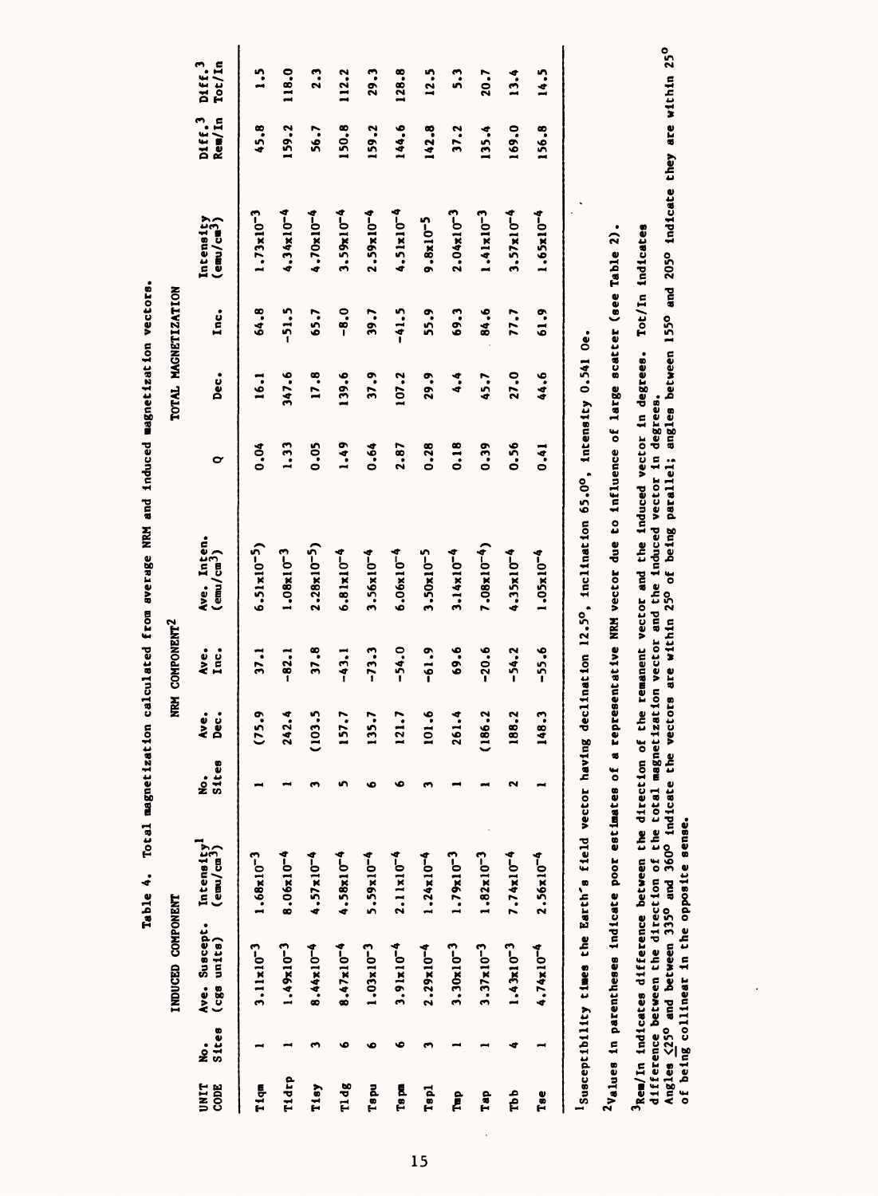Table 4. Total magnetization calculated from average NRM and induced magnetization vectors.

| UNIT CODE | INDUCED COMPONENT | | | NRM COMPONENT[2] | | | | | TOTAL MAGNETIZATION | | | | |
|---|---|---|---|---|---|---|---|---|---|---|---|---|---|
| | No. Sites | Ave. Suscept. (cgs units) | Intensity[1] (emu/cm$^3$) | No. Sites | Ave. Dec. | Ave. Inc. | Ave. Inten. (emu/cm$^3$) | Q | Dec. | Inc. | Intensity (emu/cm$^3$) | Diff.[3] Rem/In | Diff.[3] Tot/In |
| Tiqm | 1 | $3.11 \times 10^{-3}$ | $1.68 \times 10^{-3}$ | 1 | (75.9 | 37.1 | $6.51 \times 10^{-5}$) | 0.04 | 16.1 | 64.8 | $1.73 \times 10^{-3}$ | 45.8 | 1.5 |
| Tidrp | 1 | $1.49 \times 10^{-3}$ | $8.06 \times 10^{-4}$ | 1 | 242.4 | -82.1 | $1.08 \times 10^{-3}$ | 1.33 | 347.6 | -51.5 | $4.34 \times 10^{-4}$ | 159.2 | 118.0 |
| Tisy | 3 | $8.44 \times 10^{-4}$ | $4.57 \times 10^{-4}$ | 3 | (103.5 | 37.8 | $2.28 \times 10^{-5}$) | 0.05 | 17.8 | 65.7 | $4.70 \times 10^{-4}$ | 56.7 | 2.3 |
| Tidg | 6 | $8.47 \times 10^{-4}$ | $4.58 \times 10^{-4}$ | 5 | 157.7 | -43.1 | $6.81 \times 10^{-4}$ | 1.49 | 139.6 | -8.0 | $3.59 \times 10^{-4}$ | 150.8 | 112.2 |
| Tspu | 6 | $1.03 \times 10^{-3}$ | $5.59 \times 10^{-4}$ | 6 | 135.7 | -73.3 | $3.56 \times 10^{-4}$ | 0.64 | 37.9 | 39.7 | $2.59 \times 10^{-4}$ | 159.2 | 29.3 |
| Tspm | 6 | $3.91 \times 10^{-4}$ | $2.11 \times 10^{-4}$ | 6 | 121.7 | -54.0 | $6.06 \times 10^{-4}$ | 2.87 | 107.2 | -41.5 | $4.51 \times 10^{-4}$ | 144.6 | 128.8 |
| Tspl | 3 | $2.29 \times 10^{-4}$ | $1.24 \times 10^{-4}$ | 3 | 101.6 | -61.9 | $3.50 \times 10^{-5}$ | 0.28 | 29.9 | 55.9 | $9.8 \times 10^{-5}$ | 142.8 | 12.5 |
| Tmp | 1 | $3.30 \times 10^{-3}$ | $1.79 \times 10^{-3}$ | 1 | 261.4 | 69.6 | $3.14 \times 10^{-4}$ | 0.18 | 4.4 | 69.3 | $2.04 \times 10^{-3}$ | 37.2 | 5.3 |
| Tap | 1 | $3.37 \times 10^{-3}$ | $1.82 \times 10^{-3}$ | 1 | (186.2 | -20.6 | $7.08 \times 10^{-4}$) | 0.39 | 45.7 | 84.6 | $1.41 \times 10^{-3}$ | 135.4 | 20.7 |
| Tbb | 4 | $1.43 \times 10^{-3}$ | $7.74 \times 10^{-4}$ | 2 | 188.2 | -54.2 | $4.35 \times 10^{-4}$ | 0.56 | 27.0 | 77.7 | $3.57 \times 10^{-4}$ | 169.0 | 13.4 |
| Tse | 1 | $4.74 \times 10^{-4}$ | $2.56 \times 10^{-4}$ | 1 | 148.3 | -55.6 | $1.05 \times 10^{-4}$ | 0.41 | 44.6 | 61.9 | $1.65 \times 10^{-4}$ | 156.8 | 14.5 |

[1]Susceptibility times the Earth's field vector having declination 12.5°, inclination 65.0°, intensity 0.541 Oe.

[2]Values in parentheses indicate poor estimates of a representative NRM vector due to influence of large scatter (see Table 2).

[3]Rem/In indicates difference between the direction of the remanent vector and the induced vector in degrees. Tot/In indicates difference between the direction of the total magnetization vector and the induced vector in degrees.
Angles ≤25° and between 335° and 360° indicate the vectors are within 25° of being parallel; angles between 155° and 205° indicate they are within 25° of being collinear in the opposite sense.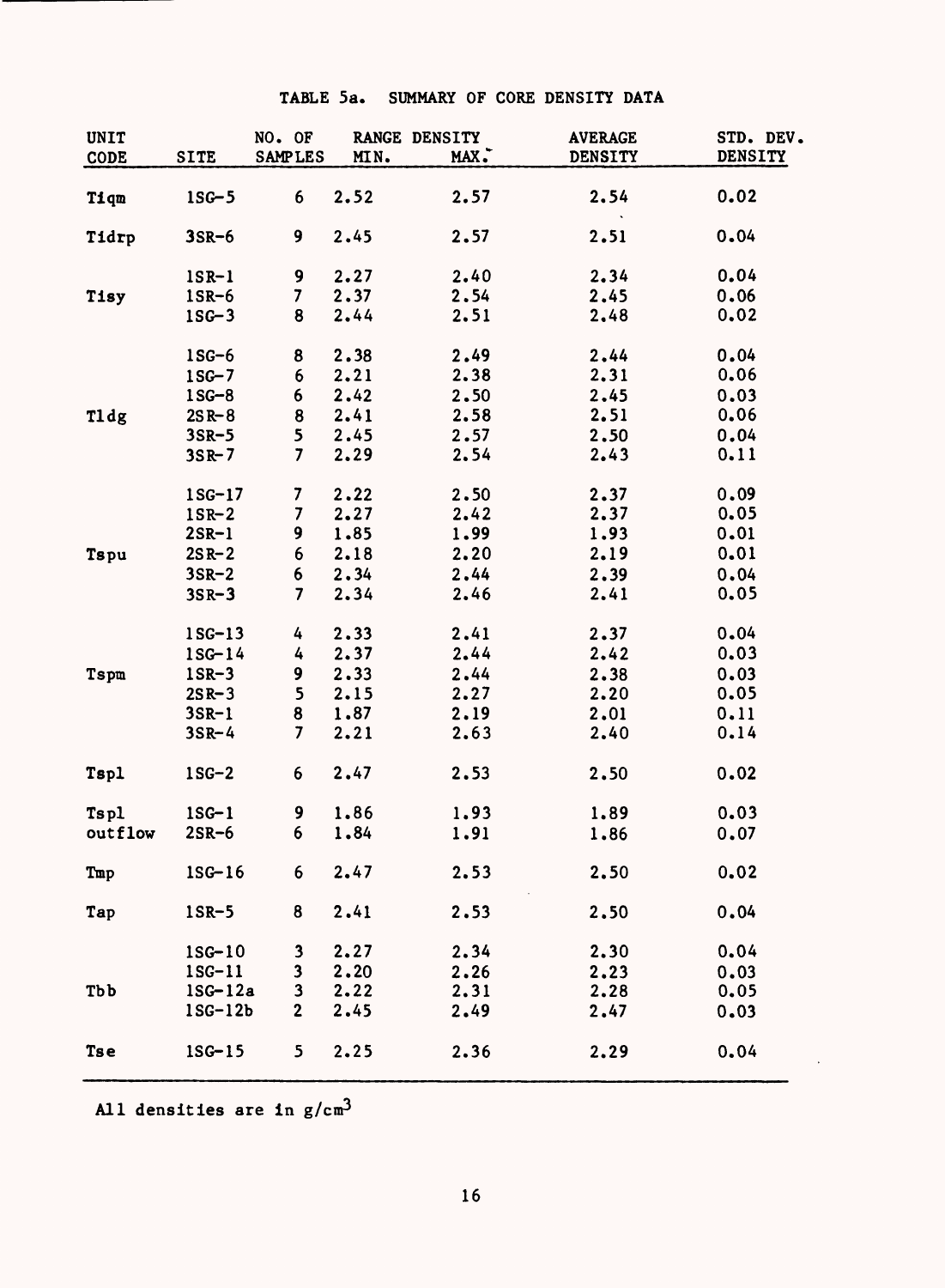TABLE 5a. SUMMARY OF CORE DENSITY DATA

| UNIT CODE | SITE | NO. OF SAMPLES | RANGE DENSITY MIN. | MAX. | AVERAGE DENSITY | STD. DEV. DENSITY |
|---|---|---|---|---|---|---|
| Tiqm | 1SG-5 | 6 | 2.52 | 2.57 | 2.54 | 0.02 |
| Tidrp | 3SR-6 | 9 | 2.45 | 2.57 | 2.51 | 0.04 |
| | 1SR-1 | 9 | 2.27 | 2.40 | 2.34 | 0.04 |
| Tisy | 1SR-6 | 7 | 2.37 | 2.54 | 2.45 | 0.06 |
| | 1SG-3 | 8 | 2.44 | 2.51 | 2.48 | 0.02 |
| | 1SG-6 | 8 | 2.38 | 2.49 | 2.44 | 0.04 |
| | 1SG-7 | 6 | 2.21 | 2.38 | 2.31 | 0.06 |
| | 1SG-8 | 6 | 2.42 | 2.50 | 2.45 | 0.03 |
| Tldg | 2SR-8 | 8 | 2.41 | 2.58 | 2.51 | 0.06 |
| | 3SR-5 | 5 | 2.45 | 2.57 | 2.50 | 0.04 |
| | 3SR-7 | 7 | 2.29 | 2.54 | 2.43 | 0.11 |
| | 1SG-17 | 7 | 2.22 | 2.50 | 2.37 | 0.09 |
| | 1SR-2 | 7 | 2.27 | 2.42 | 2.37 | 0.05 |
| | 2SR-1 | 9 | 1.85 | 1.99 | 1.93 | 0.01 |
| Tspu | 2SR-2 | 6 | 2.18 | 2.20 | 2.19 | 0.01 |
| | 3SR-2 | 6 | 2.34 | 2.44 | 2.39 | 0.04 |
| | 3SR-3 | 7 | 2.34 | 2.46 | 2.41 | 0.05 |
| | 1SG-13 | 4 | 2.33 | 2.41 | 2.37 | 0.04 |
| | 1SG-14 | 4 | 2.37 | 2.44 | 2.42 | 0.03 |
| Tspm | 1SR-3 | 9 | 2.33 | 2.44 | 2.38 | 0.03 |
| | 2SR-3 | 5 | 2.15 | 2.27 | 2.20 | 0.05 |
| | 3SR-1 | 8 | 1.87 | 2.19 | 2.01 | 0.11 |
| | 3SR-4 | 7 | 2.21 | 2.63 | 2.40 | 0.14 |
| Tspl | 1SG-2 | 6 | 2.47 | 2.53 | 2.50 | 0.02 |
| Tspl | 1SG-1 | 9 | 1.86 | 1.93 | 1.89 | 0.03 |
| outflow | 2SR-6 | 6 | 1.84 | 1.91 | 1.86 | 0.07 |
| Tmp | 1SG-16 | 6 | 2.47 | 2.53 | 2.50 | 0.02 |
| Tap | 1SR-5 | 8 | 2.41 | 2.53 | 2.50 | 0.04 |
| | 1SG-10 | 3 | 2.27 | 2.34 | 2.30 | 0.04 |
| | 1SG-11 | 3 | 2.20 | 2.26 | 2.23 | 0.03 |
| Tbb | 1SG-12a | 3 | 2.22 | 2.31 | 2.28 | 0.05 |
| | 1SG-12b | 2 | 2.45 | 2.49 | 2.47 | 0.03 |
| Tse | 1SG-15 | 5 | 2.25 | 2.36 | 2.29 | 0.04 |

All densities are in g/cm$^3$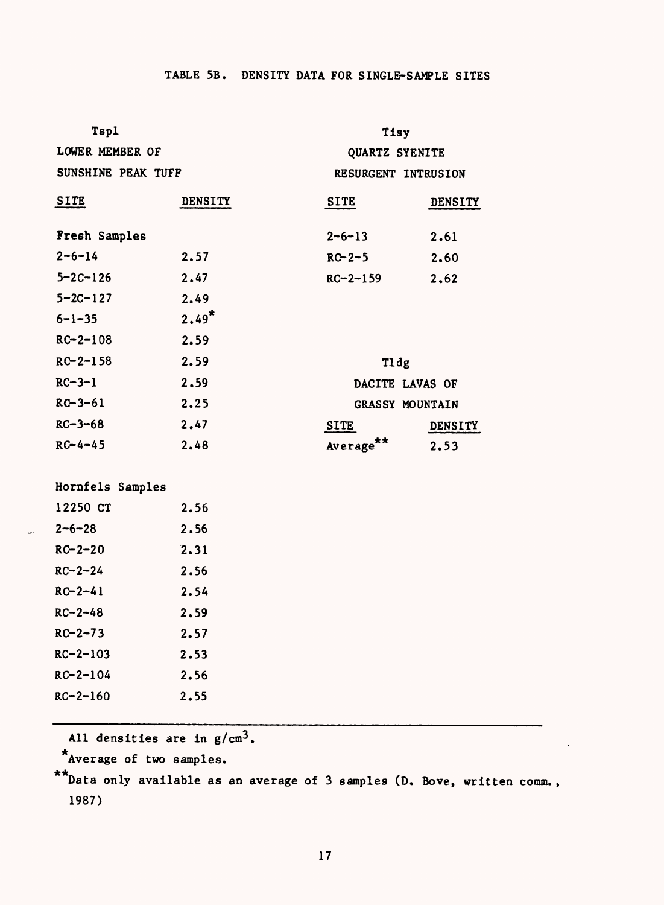## TABLE 5B. DENSITY DATA FOR SINGLE-SAMPLE SITES

**Tspl**
LOWER MEMBER OF
SUNSHINE PEAK TUFF

| SITE | DENSITY |
|---|---|
| Fresh Samples | |
| 2-6-14 | 2.57 |
| 5-2C-126 | 2.47 |
| 5-2C-127 | 2.49 |
| 6-1-35 | 2.49* |
| RC-2-108 | 2.59 |
| RC-2-158 | 2.59 |
| RC-3-1 | 2.59 |
| RC-3-61 | 2.25 |
| RC-3-68 | 2.47 |
| RC-4-45 | 2.48 |
| Hornfels Samples | |
| 12250 CT | 2.56 |
| 2-6-28 | 2.56 |
| RC-2-20 | 2.31 |
| RC-2-24 | 2.56 |
| RC-2-41 | 2.54 |
| RC-2-48 | 2.59 |
| RC-2-73 | 2.57 |
| RC-2-103 | 2.53 |
| RC-2-104 | 2.56 |
| RC-2-160 | 2.55 |

**Tisy**
QUARTZ SYENITE
RESURGENT INTRUSION

| SITE | DENSITY |
|---|---|
| 2-6-13 | 2.61 |
| RC-2-5 | 2.60 |
| RC-2-159 | 2.62 |

**Tldg**
DACITE LAVAS OF
GRASSY MOUNTAIN

| SITE | DENSITY |
|---|---|
| Average** | 2.53 |

All densities are in $g/cm^3$.

*Average of two samples.

**Data only available as an average of 3 samples (D. Bove, written comm., 1987)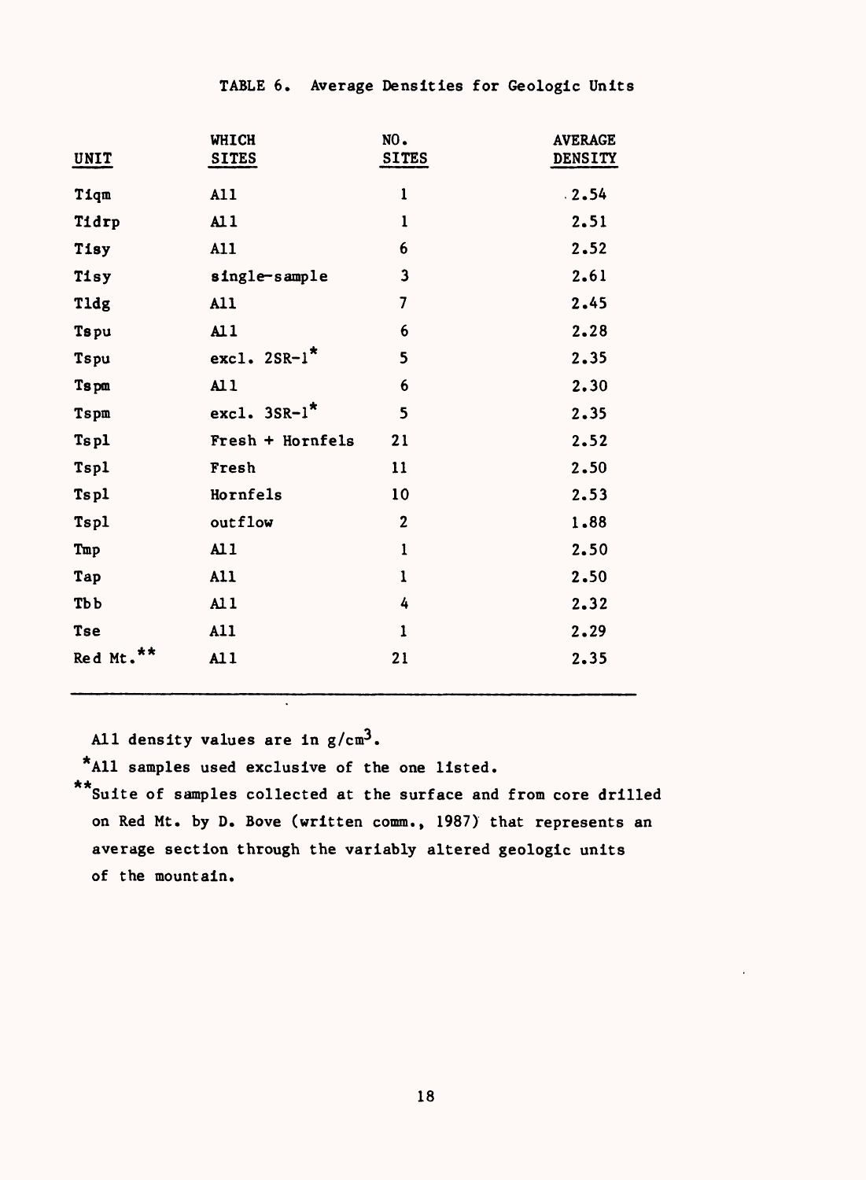TABLE 6. Average Densities for Geologic Units

| UNIT | WHICH SITES | NO. SITES | AVERAGE DENSITY |
|---|---|---|---|
| Tiqm | All | 1 | 2.54 |
| Tidrp | All | 1 | 2.51 |
| Tisy | All | 6 | 2.52 |
| Tisy | single-sample | 3 | 2.61 |
| Tldg | All | 7 | 2.45 |
| Tspu | All | 6 | 2.28 |
| Tspu | excl. 2SR-1* | 5 | 2.35 |
| Tspm | All | 6 | 2.30 |
| Tspm | excl. 3SR-1* | 5 | 2.35 |
| Tspl | Fresh + Hornfels | 21 | 2.52 |
| Tspl | Fresh | 11 | 2.50 |
| Tspl | Hornfels | 10 | 2.53 |
| Tspl | outflow | 2 | 1.88 |
| Tmp | All | 1 | 2.50 |
| Tap | All | 1 | 2.50 |
| Tbb | All | 4 | 2.32 |
| Tse | All | 1 | 2.29 |
| Red Mt.** | All | 21 | 2.35 |

All density values are in $g/cm^3$.

*All samples used exclusive of the one listed.

**Suite of samples collected at the surface and from core drilled on Red Mt. by D. Bove (written comm., 1987) that represents an average section through the variably altered geologic units of the mountain.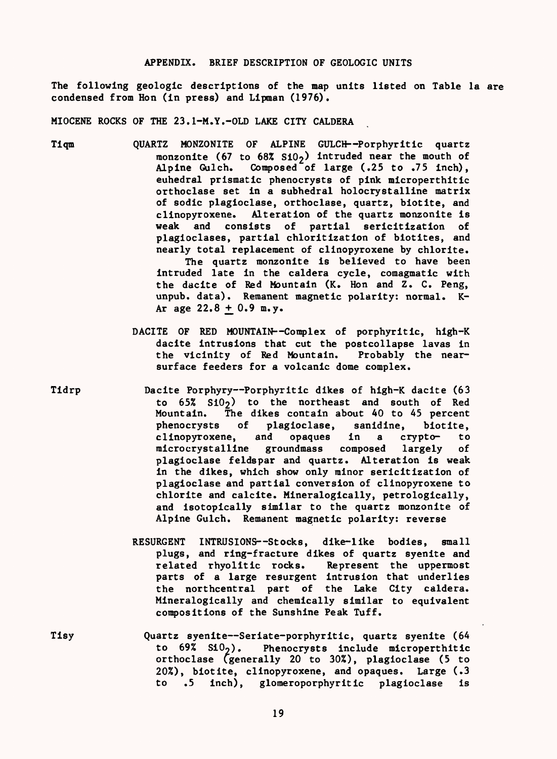## APPENDIX. BRIEF DESCRIPTION OF GEOLOGIC UNITS

The following geologic descriptions of the map units listed on Table 1a are condensed from Hon (in press) and Lipman (1976).

### MIOCENE ROCKS OF THE 23.1-M.Y.-OLD LAKE CITY CALDERA

**Tiqm** QUARTZ MONZONITE OF ALPINE GULCH--Porphyritic quartz monzonite (67 to 68% $SiO_2$) intruded near the mouth of Alpine Gulch. Composed of large (.25 to .75 inch), euhedral prismatic phenocrysts of pink microperthitic orthoclase set in a subhedral holocrystalline matrix of sodic plagioclase, orthoclase, quartz, biotite, and clinopyroxene. Alteration of the quartz monzonite is weak and consists of partial sericitization of plagioclases, partial chloritization of biotites, and nearly total replacement of clinopyroxene by chlorite.

The quartz monzonite is believed to have been intruded late in the caldera cycle, comagmatic with the dacite of Red Mountain (K. Hon and Z. C. Peng, unpub. data). Remanent magnetic polarity: normal. K-Ar age 22.8 ± 0.9 m.y.

DACITE OF RED MOUNTAIN--Complex of porphyritic, high-K dacite intrusions that cut the postcollapse lavas in the vicinity of Red Mountain. Probably the near-surface feeders for a volcanic dome complex.

**Tidrp** Dacite Porphyry--Porphyritic dikes of high-K dacite (63 to 65% $SiO_2$) to the northeast and south of Red Mountain. The dikes contain about 40 to 45 percent phenocrysts of plagioclase, sanidine, biotite, clinopyroxene, and opaques in a crypto- to microcrystalline groundmass composed largely of plagioclase feldspar and quartz. Alteration is weak in the dikes, which show only minor sericitization of plagioclase and partial conversion of clinopyroxene to chlorite and calcite. Mineralogically, petrologically, and isotopically similar to the quartz monzonite of Alpine Gulch. Remanent magnetic polarity: reverse

RESURGENT INTRUSIONS--Stocks, dike-like bodies, small plugs, and ring-fracture dikes of quartz syenite and related rhyolitic rocks. Represent the uppermost parts of a large resurgent intrusion that underlies the northcentral part of the Lake City caldera. Mineralogically and chemically similar to equivalent compositions of the Sunshine Peak Tuff.

**Tisy** Quartz syenite--Seriate-porphyritic, quartz syenite (64 to 69% $SiO_2$). Phenocrysts include microperthitic orthoclase (generally 20 to 30%), plagioclase (5 to 20%), biotite, clinopyroxene, and opaques. Large (.3 to .5 inch), glomeroporphyritic plagioclase is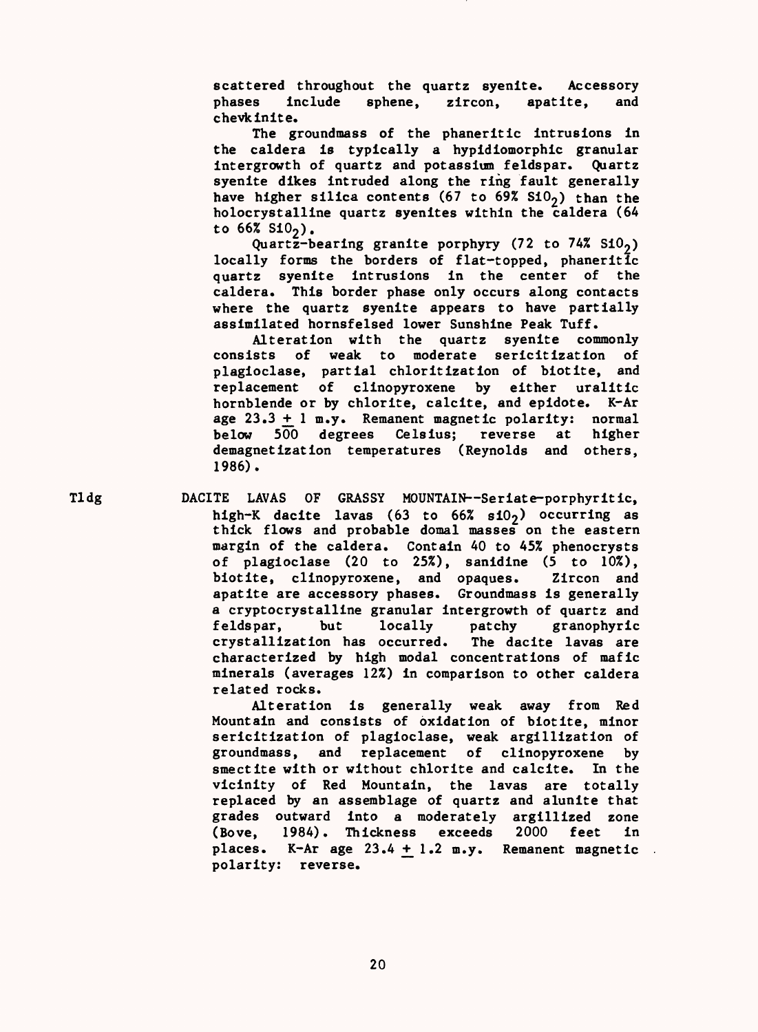scattered throughout the quartz syenite. Accessory phases include sphene, zircon, apatite, and chevkinite.

The groundmass of the phaneritic intrusions in the caldera is typically a hypidiomorphic granular intergrowth of quartz and potassium feldspar. Quartz syenite dikes intruded along the ring fault generally have higher silica contents (67 to 69% $SiO_2$) than the holocrystalline quartz syenites within the caldera (64 to 66% $SiO_2$).

Quartz-bearing granite porphyry (72 to 74% $SiO_2$) locally forms the borders of flat-topped, phaneritic quartz syenite intrusions in the center of the caldera. This border phase only occurs along contacts where the quartz syenite appears to have partially assimilated hornfelsed lower Sunshine Peak Tuff.

Alteration with the quartz syenite commonly consists of weak to moderate sericitization of plagioclase, partial chloritization of biotite, and replacement of clinopyroxene by either uralitic hornblende or by chlorite, calcite, and epidote. K-Ar age $23.3 \pm 1$ m.y. Remanent magnetic polarity: normal below 500 degrees Celsius; reverse at higher demagnetization temperatures (Reynolds and others, 1986).

Tldg DACITE LAVAS OF GRASSY MOUNTAIN--Seriate-porphyritic, high-K dacite lavas (63 to 66% $SiO_2$) occurring as thick flows and probable domal masses on the eastern margin of the caldera. Contain 40 to 45% phenocrysts of plagioclase (20 to 25%), sanidine (5 to 10%), biotite, clinopyroxene, and opaques. Zircon and apatite are accessory phases. Groundmass is generally a cryptocrystalline granular intergrowth of quartz and feldspar, but locally patchy granophyric crystallization has occurred. The dacite lavas are characterized by high modal concentrations of mafic minerals (averages 12%) in comparison to other caldera related rocks.

Alteration is generally weak away from Red Mountain and consists of oxidation of biotite, minor sericitization of plagioclase, weak argillization of groundmass, and replacement of clinopyroxene by smectite with or without chlorite and calcite. In the vicinity of Red Mountain, the lavas are totally replaced by an assemblage of quartz and alunite that grades outward into a moderately argillized zone (Bove, 1984). Thickness exceeds 2000 feet in places. K-Ar age $23.4 \pm 1.2$ m.y. Remanent magnetic polarity: reverse.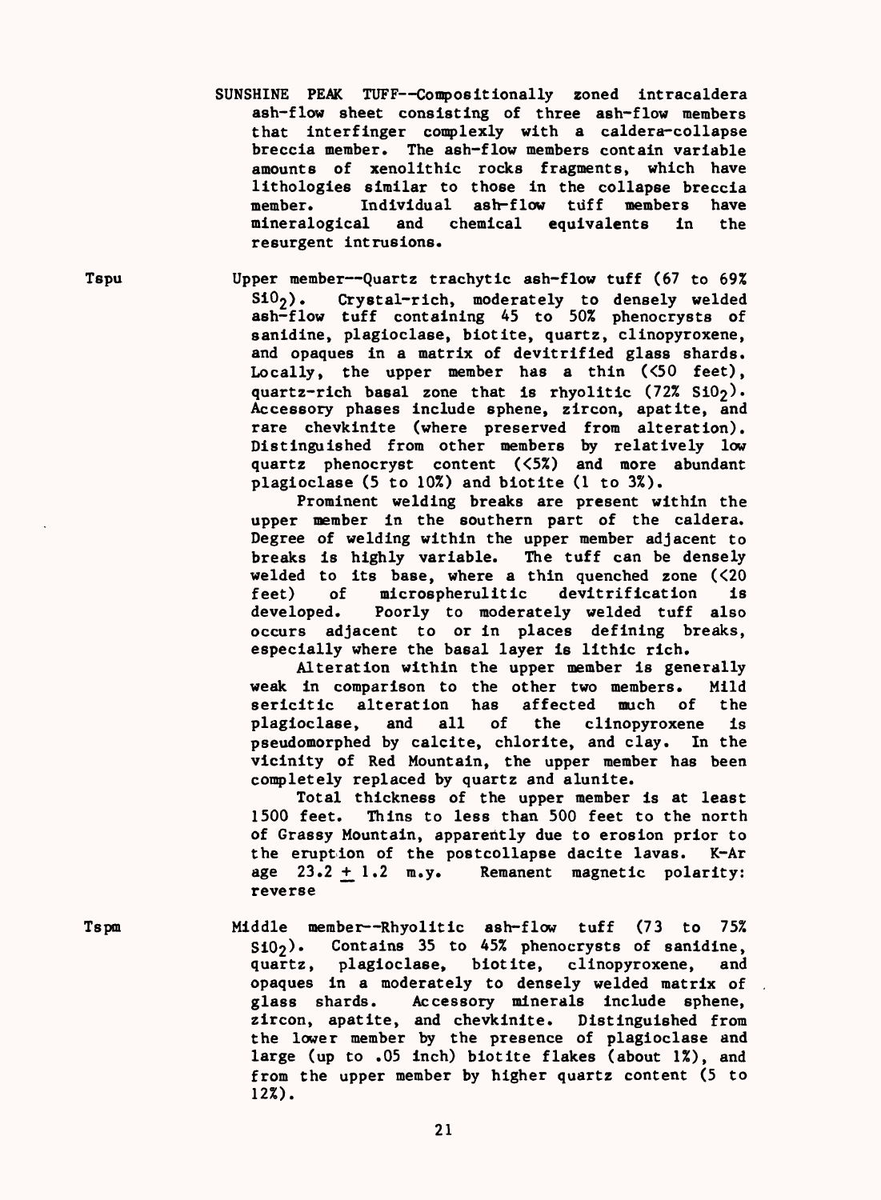SUNSHINE PEAK TUFF--Compositionally zoned intracaldera ash-flow sheet consisting of three ash-flow members that interfinger complexly with a caldera-collapse breccia member. The ash-flow members contain variable amounts of xenolithic rocks fragments, which have lithologies similar to those in the collapse breccia member. Individual ash-flow tuff members have mineralogical and chemical equivalents in the resurgent intrusions.

**Tspu** Upper member--Quartz trachytic ash-flow tuff (67 to 69% $SiO_2$). Crystal-rich, moderately to densely welded ash-flow tuff containing 45 to 50% phenocrysts of sanidine, plagioclase, biotite, quartz, clinopyroxene, and opaques in a matrix of devitrified glass shards. Locally, the upper member has a thin (<50 feet), quartz-rich basal zone that is rhyolitic (72% $SiO_2$). Accessory phases include sphene, zircon, apatite, and rare chevkinite (where preserved from alteration). Distinguished from other members by relatively low quartz phenocryst content (<5%) and more abundant plagioclase (5 to 10%) and biotite (1 to 3%).

Prominent welding breaks are present within the upper member in the southern part of the caldera. Degree of welding within the upper member adjacent to breaks is highly variable. The tuff can be densely welded to its base, where a thin quenched zone (<20 feet) of microspherulitic devitrification is developed. Poorly to moderately welded tuff also occurs adjacent to or in places defining breaks, especially where the basal layer is lithic rich.

Alteration within the upper member is generally weak in comparison to the other two members. Mild sericitic alteration has affected much of the plagioclase, and all of the clinopyroxene is pseudomorphed by calcite, chlorite, and clay. In the vicinity of Red Mountain, the upper member has been completely replaced by quartz and alunite.

Total thickness of the upper member is at least 1500 feet. Thins to less than 500 feet to the north of Grassy Mountain, apparently due to erosion prior to the eruption of the postcollapse dacite lavas. K-Ar age $23.2 \pm 1.2$ m.y. Remanent magnetic polarity: reverse

**Tspm** Middle member--Rhyolitic ash-flow tuff (73 to 75% $SiO_2$). Contains 35 to 45% phenocrysts of sanidine, quartz, plagioclase, biotite, clinopyroxene, and opaques in a moderately to densely welded matrix of glass shards. Accessory minerals include sphene, zircon, apatite, and chevkinite. Distinguished from the lower member by the presence of plagioclase and large (up to .05 inch) biotite flakes (about 1%), and from the upper member by higher quartz content (5 to 12%).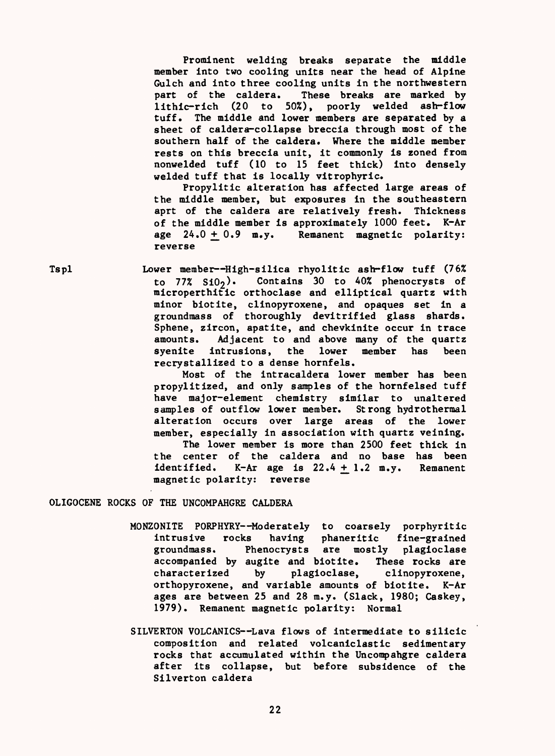Prominent welding breaks separate the middle member into two cooling units near the head of Alpine Gulch and into three cooling units in the northwestern part of the caldera. These breaks are marked by lithic-rich (20 to 50%), poorly welded ash-flow tuff. The middle and lower members are separated by a sheet of caldera-collapse breccia through most of the southern half of the caldera. Where the middle member rests on this breccia unit, it commonly is zoned from nonwelded tuff (10 to 15 feet thick) into densely welded tuff that is locally vitrophyric.

Propylitic alteration has affected large areas of the middle member, but exposures in the southeastern aprt of the caldera are relatively fresh. Thickness of the middle member is approximately 1000 feet. K-Ar age $24.0 \pm 0.9$ m.y. Remanent magnetic polarity: reverse

Tspl — Lower member--High-silica rhyolitic ash-flow tuff (76% to 77% $SiO_2$). Contains 30 to 40% phenocrysts of microperthitic orthoclase and elliptical quartz with minor biotite, clinopyroxene, and opaques set in a groundmass of thoroughly devitrified glass shards. Sphene, zircon, apatite, and chevkinite occur in trace amounts. Adjacent to and above many of the quartz syenite intrusions, the lower member has been recrystallized to a dense hornfels.

Most of the intracaldera lower member has been propylitized, and only samples of the hornfelsed tuff have major-element chemistry similar to unaltered samples of outflow lower member. Strong hydrothermal alteration occurs over large areas of the lower member, especially in association with quartz veining.

The lower member is more than 2500 feet thick in the center of the caldera and no base has been identified. K-Ar age is $22.4 \pm 1.2$ m.y. Remanent magnetic polarity: reverse

## OLIGOCENE ROCKS OF THE UNCOMPAHGRE CALDERA

MONZONITE PORPHYRY--Moderately to coarsely porphyritic intrusive rocks having phaneritic fine-grained groundmass. Phenocrysts are mostly plagioclase accompanied by augite and biotite. These rocks are characterized by plagioclase, clinopyroxene, orthopyroxene, and variable amounts of biotite. K-Ar ages are between 25 and 28 m.y. (Slack, 1980; Caskey, 1979). Remanent magnetic polarity: Normal

SILVERTON VOLCANICS--Lava flows of intermediate to silicic composition and related volcaniclastic sedimentary rocks that accumulated within the Uncompahgre caldera after its collapse, but before subsidence of the Silverton caldera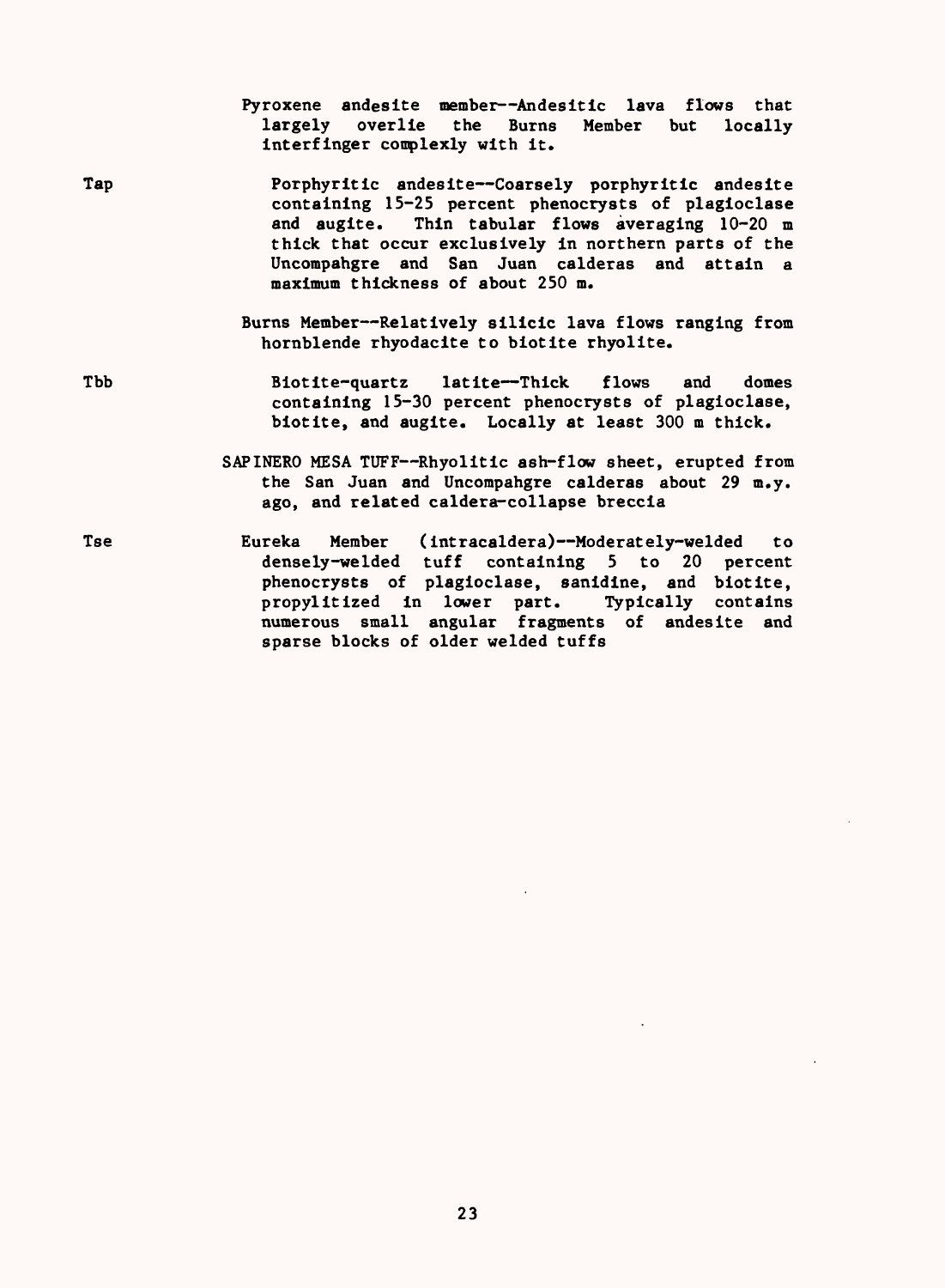Pyroxene andesite member--Andesitic lava flows that largely overlie the Burns Member but locally interfinger complexly with it.

Tap — Porphyritic andesite--Coarsely porphyritic andesite containing 15-25 percent phenocrysts of plagioclase and augite. Thin tabular flows averaging 10-20 m thick that occur exclusively in northern parts of the Uncompahgre and San Juan calderas and attain a maximum thickness of about 250 m.

Burns Member--Relatively silicic lava flows ranging from hornblende rhyodacite to biotite rhyolite.

Tbb — Biotite-quartz latite--Thick flows and domes containing 15-30 percent phenocrysts of plagioclase, biotite, and augite. Locally at least 300 m thick.

SAPINERO MESA TUFF--Rhyolitic ash-flow sheet, erupted from the San Juan and Uncompahgre calderas about 29 m.y. ago, and related caldera-collapse breccia

Tse — Eureka Member (intracaldera)--Moderately-welded to densely-welded tuff containing 5 to 20 percent phenocrysts of plagioclase, sanidine, and biotite, propylitized in lower part. Typically contains numerous small angular fragments of andesite and sparse blocks of older welded tuffs